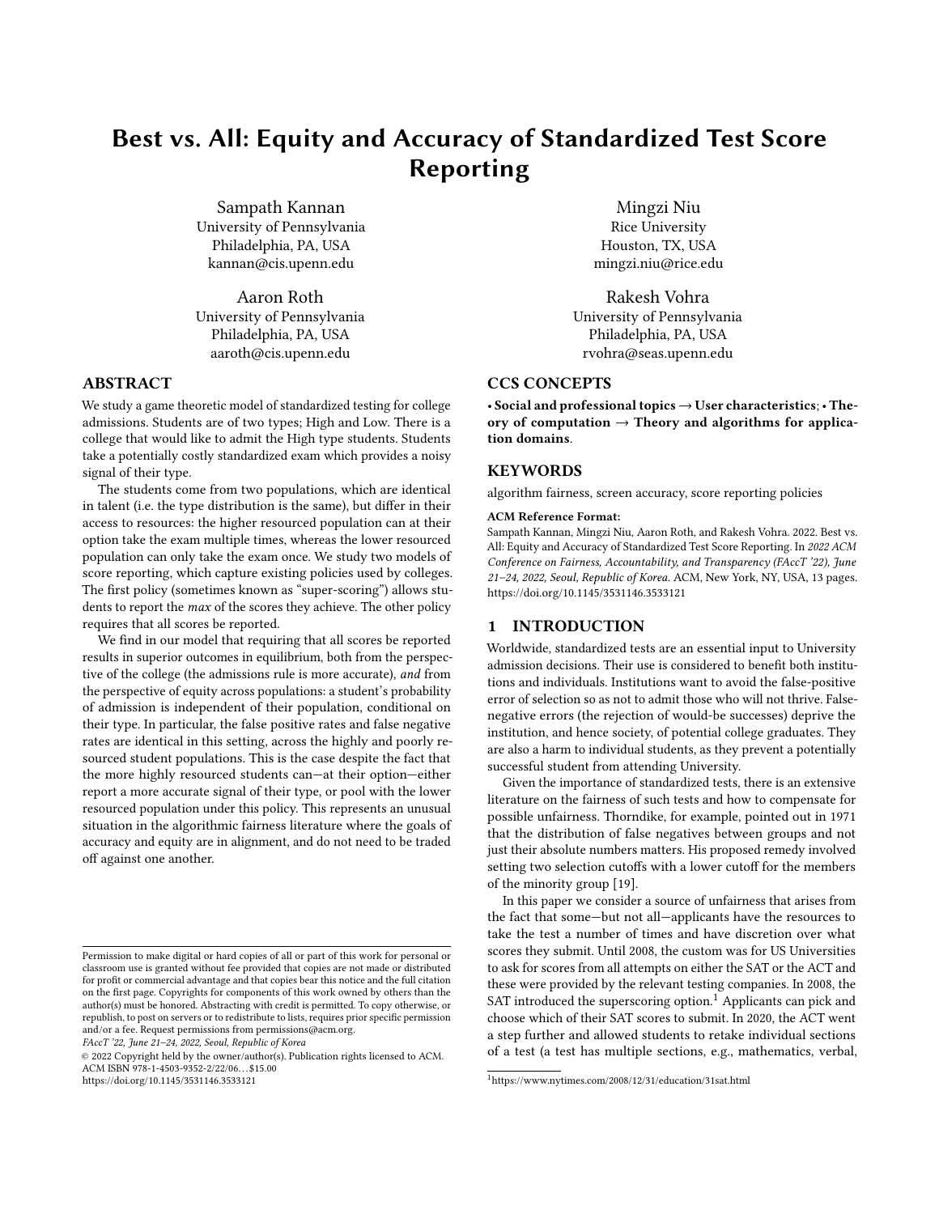# Best vs. All: Equity and Accuracy of Standardized Test Score Reporting

Sampath Kannan
University of Pennsylvania
Philadelphia, PA, USA
kannan@cis.upenn.edu

Mingzi Niu
Rice University
Houston, TX, USA
mingzi.niu@rice.edu

Aaron Roth
University of Pennsylvania
Philadelphia, PA, USA
aaroth@cis.upenn.edu

Rakesh Vohra
University of Pennsylvania
Philadelphia, PA, USA
rvohra@seas.upenn.edu

## ABSTRACT

We study a game theoretic model of standardized testing for college admissions. Students are of two types; High and Low. There is a college that would like to admit the High type students. Students take a potentially costly standardized exam which provides a noisy signal of their type.

The students come from two populations, which are identical in talent (i.e. the type distribution is the same), but differ in their access to resources: the higher resourced population can at their option take the exam multiple times, whereas the lower resourced population can only take the exam once. We study two models of score reporting, which capture existing policies used by colleges. The first policy (sometimes known as "super-scoring") allows students to report the *max* of the scores they achieve. The other policy requires that all scores be reported.

We find in our model that requiring that all scores be reported results in superior outcomes in equilibrium, both from the perspective of the college (the admissions rule is more accurate), *and* from the perspective of equity across populations: a student's probability of admission is independent of their population, conditional on their type. In particular, the false positive rates and false negative rates are identical in this setting, across the highly and poorly resourced student populations. This is the case despite the fact that the more highly resourced students can—at their option—either report a more accurate signal of their type, or pool with the lower resourced population under this policy. This represents an unusual situation in the algorithmic fairness literature where the goals of accuracy and equity are in alignment, and do not need to be traded off against one another.

## CCS CONCEPTS

**• Social and professional topics → User characteristics**; **• Theory of computation → Theory and algorithms for application domains**.

## KEYWORDS

algorithm fairness, screen accuracy, score reporting policies

**ACM Reference Format:**
Sampath Kannan, Mingzi Niu, Aaron Roth, and Rakesh Vohra. 2022. Best vs. All: Equity and Accuracy of Standardized Test Score Reporting. In *2022 ACM Conference on Fairness, Accountability, and Transparency (FAccT '22), June 21–24, 2022, Seoul, Republic of Korea.* ACM, New York, NY, USA, 13 pages. https://doi.org/10.1145/3531146.3533121

## 1 INTRODUCTION

Worldwide, standardized tests are an essential input to University admission decisions. Their use is considered to benefit both institutions and individuals. Institutions want to avoid the false-positive error of selection so as not to admit those who will not thrive. False-negative errors (the rejection of would-be successes) deprive the institution, and hence society, of potential college graduates. They are also a harm to individual students, as they prevent a potentially successful student from attending University.

Given the importance of standardized tests, there is an extensive literature on the fairness of such tests and how to compensate for possible unfairness. Thorndike, for example, pointed out in 1971 that the distribution of false negatives between groups and not just their absolute numbers matters. His proposed remedy involved setting two selection cutoffs with a lower cutoff for the members of the minority group [19].

In this paper we consider a source of unfairness that arises from the fact that some—but not all—applicants have the resources to take the test a number of times and have discretion over what scores they submit. Until 2008, the custom was for US Universities to ask for scores from all attempts on either the SAT or the ACT and these were provided by the relevant testing companies. In 2008, the SAT introduced the superscoring option.[1] Applicants can pick and choose which of their SAT scores to submit. In 2020, the ACT went a step further and allowed students to retake individual sections of a test (a test has multiple sections, e.g., mathematics, verbal,

[1] https://www.nytimes.com/2008/12/31/education/31sat.html

Permission to make digital or hard copies of all or part of this work for personal or classroom use is granted without fee provided that copies are not made or distributed for profit or commercial advantage and that copies bear this notice and the full citation on the first page. Copyrights for components of this work owned by others than the author(s) must be honored. Abstracting with credit is permitted. To copy otherwise, or republish, to post on servers or to redistribute to lists, requires prior specific permission and/or a fee. Request permissions from permissions@acm.org.
*FAccT '22, June 21–24, 2022, Seoul, Republic of Korea*
© 2022 Copyright held by the owner/author(s). Publication rights licensed to ACM.
ACM ISBN 978-1-4503-9352-2/22/06…$15.00
https://doi.org/10.1145/3531146.3533121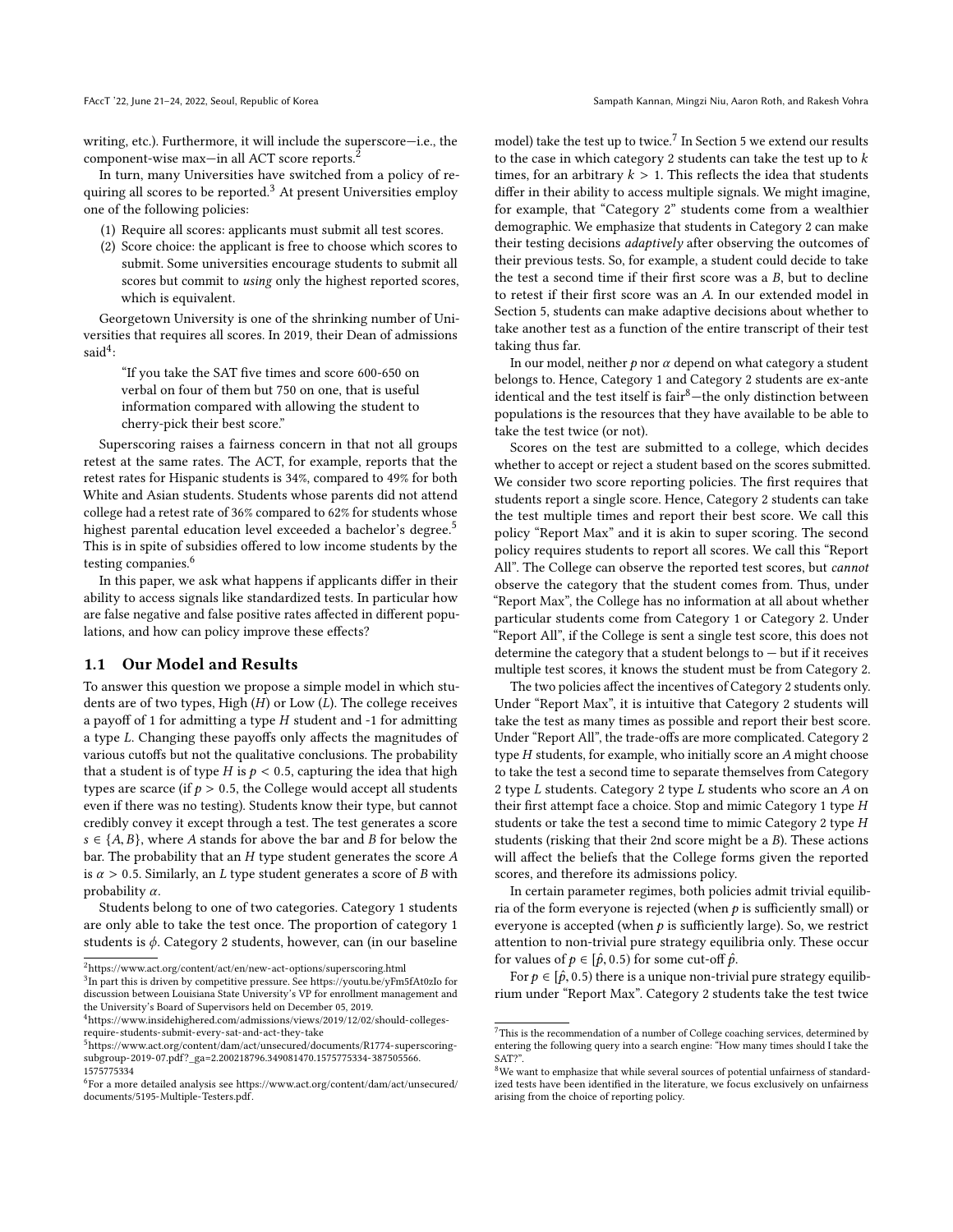writing, etc.). Furthermore, it will include the superscore—i.e., the component-wise max—in all ACT score reports.[2]

In turn, many Universities have switched from a policy of requiring all scores to be reported.[3] At present Universities employ one of the following policies:

1. Require all scores: applicants must submit all test scores.
2. Score choice: the applicant is free to choose which scores to submit. Some universities encourage students to submit all scores but commit to *using* only the highest reported scores, which is equivalent.

Georgetown University is one of the shrinking number of Universities that requires all scores. In 2019, their Dean of admissions said[4]:

> "If you take the SAT five times and score 600-650 on verbal on four of them but 750 on one, that is useful information compared with allowing the student to cherry-pick their best score."

Superscoring raises a fairness concern in that not all groups retest at the same rates. The ACT, for example, reports that the retest rates for Hispanic students is 34%, compared to 49% for both White and Asian students. Students whose parents did not attend college had a retest rate of 36% compared to 62% for students whose highest parental education level exceeded a bachelor's degree.[5] This is in spite of subsidies offered to low income students by the testing companies.[6]

In this paper, we ask what happens if applicants differ in their ability to access signals like standardized tests. In particular how are false negative and false positive rates affected in different populations, and how can policy improve these effects?

## 1.1 Our Model and Results

To answer this question we propose a simple model in which students are of two types, High ($H$) or Low ($L$). The college receives a payoff of 1 for admitting a type $H$ student and -1 for admitting a type $L$. Changing these payoffs only affects the magnitudes of various cutoffs but not the qualitative conclusions. The probability that a student is of type $H$ is $p < 0.5$, capturing the idea that high types are scarce (if $p > 0.5$, the College would accept all students even if there was no testing). Students know their type, but cannot credibly convey it except through a test. The test generates a score $s \in \{A, B\}$, where $A$ stands for above the bar and $B$ for below the bar. The probability that an $H$ type student generates the score $A$ is $\alpha > 0.5$. Similarly, an $L$ type student generates a score of $B$ with probability $\alpha$.

Students belong to one of two categories. Category 1 students are only able to take the test once. The proportion of category 1 students is $\phi$. Category 2 students, however, can (in our baseline model) take the test up to twice.[7] In Section 5 we extend our results to the case in which category 2 students can take the test up to $k$ times, for an arbitrary $k > 1$. This reflects the idea that students differ in their ability to access multiple signals. We might imagine, for example, that "Category 2" students come from a wealthier demographic. We emphasize that students in Category 2 can make their testing decisions *adaptively* after observing the outcomes of their previous tests. So, for example, a student could decide to take the test a second time if their first score was a $B$, but to decline to retest if their first score was an $A$. In our extended model in Section 5, students can make adaptive decisions about whether to take another test as a function of the entire transcript of their test taking thus far.

In our model, neither $p$ nor $\alpha$ depend on what category a student belongs to. Hence, Category 1 and Category 2 students are ex-ante identical and the test itself is fair[8]—the only distinction between populations is the resources that they have available to be able to take the test twice (or not).

Scores on the test are submitted to a college, which decides whether to accept or reject a student based on the scores submitted. We consider two score reporting policies. The first requires that students report a single score. Hence, Category 2 students can take the test multiple times and report their best score. We call this policy "Report Max" and it is akin to super scoring. The second policy requires students to report all scores. We call this "Report All". The College can observe the reported test scores, but *cannot* observe the category that the student comes from. Thus, under "Report Max", the College has no information at all about whether particular students come from Category 1 or Category 2. Under "Report All", if the College is sent a single test score, this does not determine the category that a student belongs to — but if it receives multiple test scores, it knows the student must be from Category 2.

The two policies affect the incentives of Category 2 students only. Under "Report Max", it is intuitive that Category 2 students will take the test as many times as possible and report their best score. Under "Report All", the trade-offs are more complicated. Category 2 type $H$ students, for example, who initially score an $A$ might choose to take the test a second time to separate themselves from Category 2 type $L$ students. Category 2 type $L$ students who score an $A$ on their first attempt face a choice. Stop and mimic Category 1 type $H$ students or take the test a second time to mimic Category 2 type $H$ students (risking that their 2nd score might be a $B$). These actions will affect the beliefs that the College forms given the reported scores, and therefore its admissions policy.

In certain parameter regimes, both policies admit trivial equilibria of the form everyone is rejected (when $p$ is sufficiently small) or everyone is accepted (when $p$ is sufficiently large). So, we restrict attention to non-trivial pure strategy equilibria only. These occur for values of $p \in [\hat{p}, 0.5)$ for some cut-off $\hat{p}$.

For $p \in [\hat{p}, 0.5)$ there is a unique non-trivial pure strategy equilibrium under "Report Max". Category 2 students take the test twice

[2] https://www.act.org/content/act/en/new-act-options/superscoring.html

[3] In part this is driven by competitive pressure. See https://youtu.be/yFm5fAt0zIo for discussion between Louisiana State University's VP for enrollment management and the University's Board of Supervisors held on December 05, 2019.

[4] https://www.insidehighered.com/admissions/views/2019/12/02/should-colleges-require-students-submit-every-sat-and-act-they-take

[5] https://www.act.org/content/dam/act/unsecured/documents/R1774-superscoring-subgroup-2019-07.pdf?_ga=2.200218796.349081470.1575775334-387505566.1575775334

[6] For a more detailed analysis see https://www.act.org/content/dam/act/unsecured/documents/5195-Multiple-Testers.pdf.

[7] This is the recommendation of a number of College coaching services, determined by entering the following query into a search engine: "How many times should I take the SAT?".

[8] We want to emphasize that while several sources of potential unfairness of standardized tests have been identified in the literature, we focus exclusively on unfairness arising from the choice of reporting policy.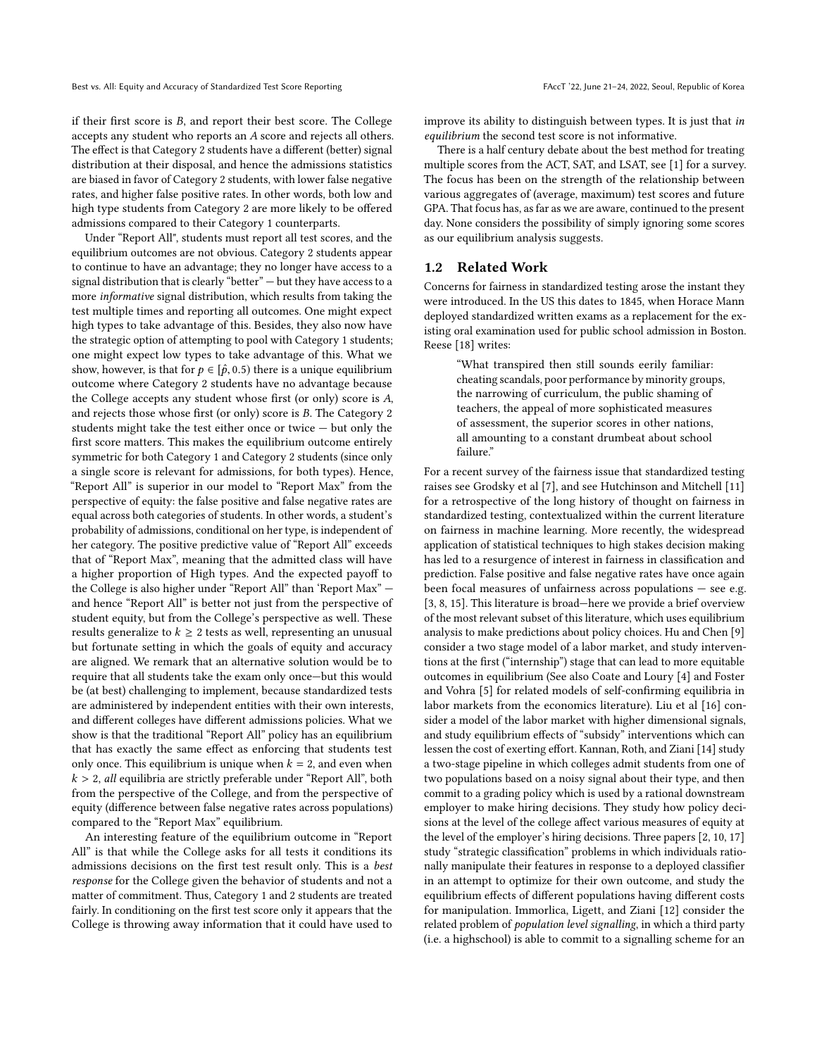if their first score is $B$, and report their best score. The College accepts any student who reports an $A$ score and rejects all others. The effect is that Category 2 students have a different (better) signal distribution at their disposal, and hence the admissions statistics are biased in favor of Category 2 students, with lower false negative rates, and higher false positive rates. In other words, both low and high type students from Category 2 are more likely to be offered admissions compared to their Category 1 counterparts.

Under "Report All", students must report all test scores, and the equilibrium outcomes are not obvious. Category 2 students appear to continue to have an advantage; they no longer have access to a signal distribution that is clearly "better" — but they have access to a more *informative* signal distribution, which results from taking the test multiple times and reporting all outcomes. One might expect high types to take advantage of this. Besides, they also now have the strategic option of attempting to pool with Category 1 students; one might expect low types to take advantage of this. What we show, however, is that for $p \in [\hat{p}, 0.5)$ there is a unique equilibrium outcome where Category 2 students have no advantage because the College accepts any student whose first (or only) score is $A$, and rejects those whose first (or only) score is $B$. The Category 2 students might take the test either once or twice — but only the first score matters. This makes the equilibrium outcome entirely symmetric for both Category 1 and Category 2 students (since only a single score is relevant for admissions, for both types). Hence, "Report All" is superior in our model to "Report Max" from the perspective of equity: the false positive and false negative rates are equal across both categories of students. In other words, a student's probability of admissions, conditional on her type, is independent of her category. The positive predictive value of "Report All" exceeds that of "Report Max", meaning that the admitted class will have a higher proportion of High types. And the expected payoff to the College is also higher under "Report All" than 'Report Max" — and hence "Report All" is better not just from the perspective of student equity, but from the College's perspective as well. These results generalize to $k \geq 2$ tests as well, representing an unusual but fortunate setting in which the goals of equity and accuracy are aligned. We remark that an alternative solution would be to require that all students take the exam only once—but this would be (at best) challenging to implement, because standardized tests are administered by independent entities with their own interests, and different colleges have different admissions policies. What we show is that the traditional "Report All" policy has an equilibrium that has exactly the same effect as enforcing that students test only once. This equilibrium is unique when $k = 2$, and even when $k > 2$, *all* equilibria are strictly preferable under "Report All", both from the perspective of the College, and from the perspective of equity (difference between false negative rates across populations) compared to the "Report Max" equilibrium.

An interesting feature of the equilibrium outcome in "Report All" is that while the College asks for all tests it conditions its admissions decisions on the first test result only. This is a *best response* for the College given the behavior of students and not a matter of commitment. Thus, Category 1 and 2 students are treated fairly. In conditioning on the first test score only it appears that the College is throwing away information that it could have used to improve its ability to distinguish between types. It is just that *in equilibrium* the second test score is not informative.

There is a half century debate about the best method for treating multiple scores from the ACT, SAT, and LSAT, see [1] for a survey. The focus has been on the strength of the relationship between various aggregates of (average, maximum) test scores and future GPA. That focus has, as far as we are aware, continued to the present day. None considers the possibility of simply ignoring some scores as our equilibrium analysis suggests.

## 1.2 Related Work

Concerns for fairness in standardized testing arose the instant they were introduced. In the US this dates to 1845, when Horace Mann deployed standardized written exams as a replacement for the existing oral examination used for public school admission in Boston. Reese [18] writes:

> "What transpired then still sounds eerily familiar: cheating scandals, poor performance by minority groups, the narrowing of curriculum, the public shaming of teachers, the appeal of more sophisticated measures of assessment, the superior scores in other nations, all amounting to a constant drumbeat about school failure."

For a recent survey of the fairness issue that standardized testing raises see Grodsky et al [7], and see Hutchinson and Mitchell [11] for a retrospective of the long history of thought on fairness in standardized testing, contextualized within the current literature on fairness in machine learning. More recently, the widespread application of statistical techniques to high stakes decision making has led to a resurgence of interest in fairness in classification and prediction. False positive and false negative rates have once again been focal measures of unfairness across populations — see e.g. [3, 8, 15]. This literature is broad—here we provide a brief overview of the most relevant subset of this literature, which uses equilibrium analysis to make predictions about policy choices. Hu and Chen [9] consider a two stage model of a labor market, and study interventions at the first ("internship") stage that can lead to more equitable outcomes in equilibrium (See also Coate and Loury [4] and Foster and Vohra [5] for related models of self-confirming equilibria in labor markets from the economics literature). Liu et al [16] consider a model of the labor market with higher dimensional signals, and study equilibrium effects of "subsidy" interventions which can lessen the cost of exerting effort. Kannan, Roth, and Ziani [14] study a two-stage pipeline in which colleges admit students from one of two populations based on a noisy signal about their type, and then commit to a grading policy which is used by a rational downstream employer to make hiring decisions. They study how policy decisions at the level of the college affect various measures of equity at the level of the employer's hiring decisions. Three papers [2, 10, 17] study "strategic classification" problems in which individuals rationally manipulate their features in response to a deployed classifier in an attempt to optimize for their own outcome, and study the equilibrium effects of different populations having different costs for manipulation. Immorlica, Ligett, and Ziani [12] consider the related problem of *population level signalling*, in which a third party (i.e. a highschool) is able to commit to a signalling scheme for an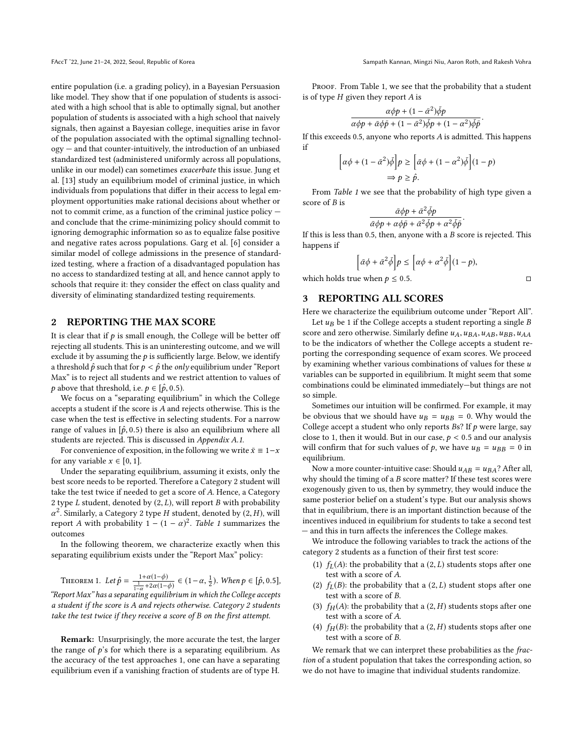entire population (i.e. a grading policy), in a Bayesian Persuasion like model. They show that if one population of students is associated with a high school that is able to optimally signal, but another population of students is associated with a high school that naively signals, then against a Bayesian college, inequities arise in favor of the population associated with the optimal signalling technology — and that counter-intuitively, the introduction of an unbiased standardized test (administered uniformly across all populations, unlike in our model) can sometimes *exacerbate* this issue. Jung et al. [13] study an equilibrium model of criminal justice, in which individuals from populations that differ in their access to legal employment opportunities make rational decisions about whether or not to commit crime, as a function of the criminal justice policy — and conclude that the crime-minimizing policy should commit to ignoring demographic information so as to equalize false positive and negative rates across populations. Garg et al. [6] consider a similar model of college admissions in the presence of standardized testing, where a fraction of a disadvantaged population has no access to standardized testing at all, and hence cannot apply to schools that require it: they consider the effect on class quality and diversity of eliminating standardized testing requirements.

## 2 REPORTING THE MAX SCORE

It is clear that if $p$ is small enough, the College will be better off rejecting all students. This is an uninteresting outcome, and we will exclude it by assuming the $p$ is sufficiently large. Below, we identify a threshold $\hat{p}$ such that for $p < \hat{p}$ the *only* equilibrium under "Report Max" is to reject all students and we restrict attention to values of $p$ above that threshold, i.e. $p \in [\hat{p}, 0.5)$.

We focus on a "separating equilibrium" in which the College accepts a student if the score is $A$ and rejects otherwise. This is the case when the test is effective in selecting students. For a narrow range of values in $[\hat{p}, 0.5)$ there is also an equilibrium where all students are rejected. This is discussed in *Appendix A.1*.

For convenience of exposition, in the following we write $\bar{x} \equiv 1-x$ for any variable $x \in [0, 1]$.

Under the separating equilibrium, assuming it exists, only the best score needs to be reported. Therefore a Category 2 student will take the test twice if needed to get a score of $A$. Hence, a Category 2 type $L$ student, denoted by $(2, L)$, will report $B$ with probability $\alpha^2$. Similarly, a Category 2 type $H$ student, denoted by $(2, H)$, will report $A$ with probability $1 - (1 - \alpha)^2$. *Table 1* summarizes the outcomes

In the following theorem, we characterize exactly when this separating equilibrium exists under the "Report Max" policy:

Theorem 1. *Let $\hat{p} = \frac{1+\alpha(1-\phi)}{\frac{1}{1-\alpha}+2\alpha(1-\phi)} \in (1-\alpha, \frac{1}{2})$. When $p \in [\hat{p}, 0.5]$, "Report Max" has a separating equilibrium in which the College accepts a student if the score is $A$ and rejects otherwise. Category 2 students take the test twice if they receive a score of $B$ on the first attempt.*

**Remark:** Unsurprisingly, the more accurate the test, the larger the range of $p$'s for which there is a separating equilibrium. As the accuracy of the test approaches 1, one can have a separating equilibrium even if a vanishing fraction of students are of type H.

Proof. From Table 1, we see that the probability that a student is of type $H$ given they report $A$ is

$$\frac{\alpha\phi p + (1 - \bar{\alpha}^2)\bar{\phi}p}{\alpha\phi p + \bar{\alpha}\phi\bar{p} + (1 - \bar{\alpha}^2)\bar{\phi}p + (1 - \alpha^2)\bar{\phi}\bar{p}}.$$

If this exceeds 0.5, anyone who reports $A$ is admitted. This happens if

$$\Big[\alpha\phi + (1 - \bar{\alpha}^2)\bar{\phi}\Big]p \geq \Big[\bar{\alpha}\phi + (1 - \alpha^2)\bar{\phi}\Big](1 - p)$$
$$\Rightarrow p \geq \hat{p}.$$

From *Table 1* we see that the probability of high type given a score of $B$ is

$$\frac{\bar{\alpha}\phi p + \bar{\alpha}^2\bar{\phi}p}{\bar{\alpha}\phi p + \alpha\phi\bar{p} + \bar{\alpha}^2\bar{\phi}p + \alpha^2\bar{\phi}\bar{p}}.$$

If this is less than 0.5, then, anyone with a $B$ score is rejected. This happens if

$$\Big[\bar{\alpha}\phi + \bar{\alpha}^2\bar{\phi}\Big]p \leq \Big[\alpha\phi + \alpha^2\bar{\phi}\Big](1 - p),$$

which holds true when $p \leq 0.5$. □

## 3 REPORTING ALL SCORES

Here we characterize the equilibrium outcome under "Report All".

Let $u_B$ be 1 if the College accepts a student reporting a single $B$ score and zero otherwise. Similarly define $u_A, u_{BA}, u_{AB}, u_{BB}, u_{AA}$ to be the indicators of whether the College accepts a student reporting the corresponding sequence of exam scores. We proceed by examining whether various combinations of values for these $u$ variables can be supported in equilibrium. It might seem that some combinations could be eliminated immediately—but things are not so simple.

Sometimes our intuition will be confirmed. For example, it may be obvious that we should have $u_B = u_{BB} = 0$. Why would the College accept a student who only reports $B$s? If $p$ were large, say close to 1, then it would. But in our case, $p < 0.5$ and our analysis will confirm that for such values of $p$, we have $u_B = u_{BB} = 0$ in equilibrium.

Now a more counter-intuitive case: Should $u_{AB} = u_{BA}$? After all, why should the timing of a $B$ score matter? If these test scores were exogenously given to us, then by symmetry, they would induce the same posterior belief on a student's type. But our analysis shows that in equilibrium, there is an important distinction because of the incentives induced in equilibrium for students to take a second test — and this in turn affects the inferences the College makes.

We introduce the following variables to track the actions of the category 2 students as a function of their first test score:

1. $f_L(A)$: the probability that a $(2, L)$ students stops after one test with a score of $A$.
2. $f_L(B)$: the probability that a $(2, L)$ student stops after one test with a score of $B$.
3. $f_H(A)$: the probability that a $(2, H)$ students stops after one test with a score of $A$.
4. $f_H(B)$: the probability that a $(2, H)$ students stops after one test with a score of $B$.

We remark that we can interpret these probabilities as the *fraction* of a student population that takes the corresponding action, so we do not have to imagine that individual students randomize.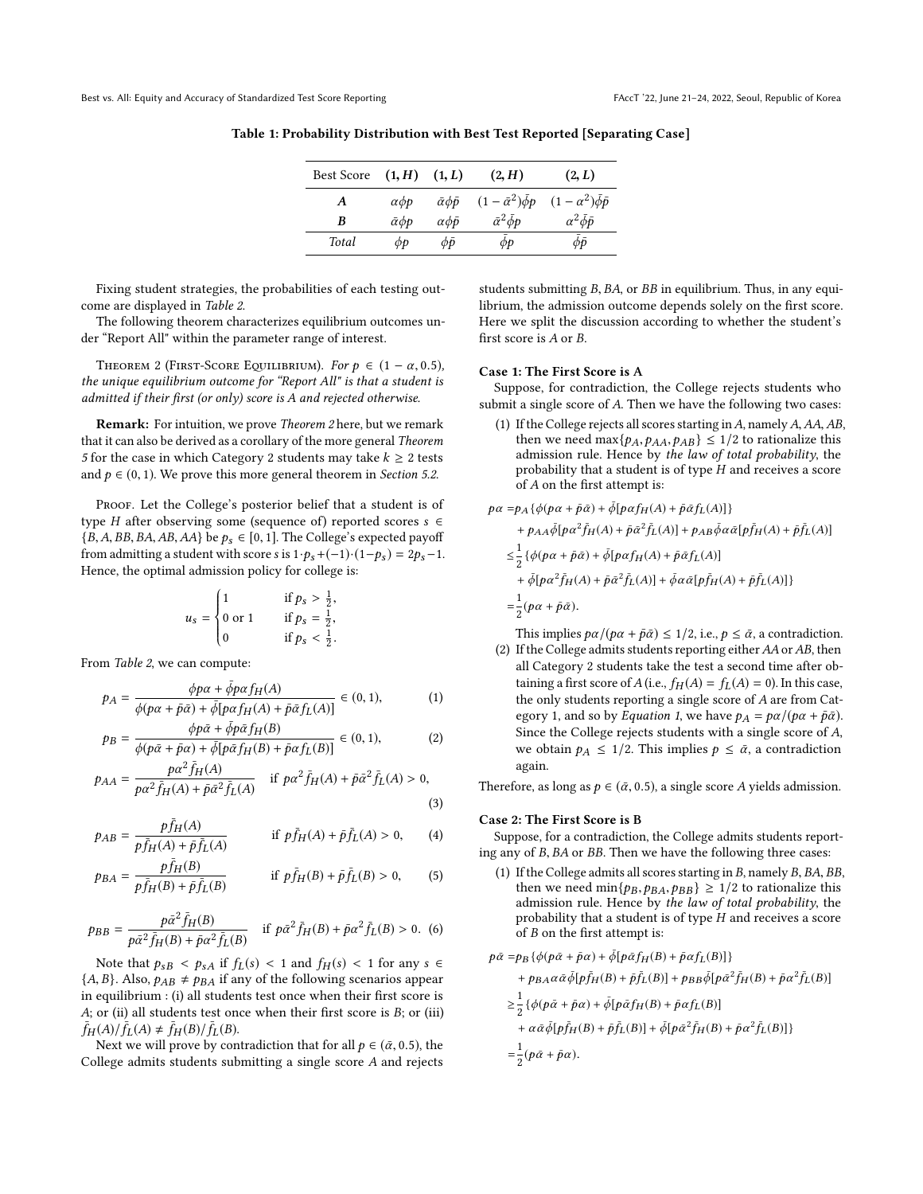**Table 1: Probability Distribution with Best Test Reported [Separating Case]**

| Best Score | $(1, H)$ | $(1, L)$ | $(2, H)$ | $(2, L)$ |
|---|---|---|---|---|
| $A$ | $\alpha\phi p$ | $\bar{\alpha}\phi\bar{p}$ | $(1-\bar{\alpha}^2)\bar{\phi}p$ | $(1-\alpha^2)\bar{\phi}\bar{p}$ |
| $B$ | $\bar{\alpha}\phi p$ | $\alpha\phi\bar{p}$ | $\bar{\alpha}^2\bar{\phi}p$ | $\alpha^2\bar{\phi}\bar{p}$ |
| *Total* | $\phi p$ | $\phi\bar{p}$ | $\bar{\phi}p$ | $\bar{\phi}\bar{p}$ |

Fixing student strategies, the probabilities of each testing outcome are displayed in *Table 2*.

The following theorem characterizes equilibrium outcomes under "Report All" within the parameter range of interest.

Theorem 2 (First-Score Equilibrium). *For $p \in (1-\alpha, 0.5)$, the unique equilibrium outcome for "Report All" is that a student is admitted if their first (or only) score is A and rejected otherwise.*

**Remark:** For intuition, we prove *Theorem 2* here, but we remark that it can also be derived as a corollary of the more general *Theorem 5* for the case in which Category 2 students may take $k \geq 2$ tests and $p \in (0, 1)$. We prove this more general theorem in *Section 5.2.*

Proof. Let the College's posterior belief that a student is of type $H$ after observing some (sequence of) reported scores $s \in \{B, A, BB, BA, AB, AA\}$ be $p_s \in [0, 1]$. The College's expected payoff from admitting a student with score $s$ is $1 \cdot p_s + (-1) \cdot (1 - p_s) = 2p_s - 1$. Hence, the optimal admission policy for college is:

$$u_s = \begin{cases} 1 & \text{if } p_s > \frac{1}{2}, \\ 0 \text{ or } 1 & \text{if } p_s = \frac{1}{2}, \\ 0 & \text{if } p_s < \frac{1}{2}. \end{cases}$$

From *Table 2*, we can compute:

$$p_A = \frac{\phi p\alpha + \bar{\phi}p\alpha f_H(A)}{\phi(p\alpha + \bar{p}\bar{\alpha}) + \bar{\phi}[p\alpha f_H(A) + \bar{p}\bar{\alpha} f_L(A)]} \in (0, 1), \quad (1)$$

$$p_B = \frac{\phi p\bar{\alpha} + \bar{\phi}p\bar{\alpha} f_H(B)}{\phi(p\bar{\alpha} + \bar{p}\alpha) + \bar{\phi}[p\bar{\alpha} f_H(B) + \bar{p}\alpha f_L(B)]} \in (0, 1), \quad (2)$$

$$p_{AA} = \frac{p\alpha^2 \bar{f}_H(A)}{p\alpha^2 \bar{f}_H(A) + \bar{p}\bar{\alpha}^2 \bar{f}_L(A)} \quad \text{if } p\alpha^2 \bar{f}_H(A) + \bar{p}\bar{\alpha}^2 \bar{f}_L(A) > 0, \quad (3)$$

$$p_{AB} = \frac{p\bar{f}_H(A)}{p\bar{f}_H(A) + \bar{p}\bar{f}_L(A)} \quad \text{if } p\bar{f}_H(A) + \bar{p}\bar{f}_L(A) > 0, \quad (4)$$

$$p_{BA} = \frac{p\bar{f}_H(B)}{p\bar{f}_H(B) + \bar{p}\bar{f}_L(B)} \quad \text{if } p\bar{f}_H(B) + \bar{p}\bar{f}_L(B) > 0, \quad (5)$$

$$p_{BB} = \frac{p\bar{\alpha}^2 \bar{f}_H(B)}{p\bar{\alpha}^2 \bar{f}_H(B) + \bar{p}\alpha^2 \bar{f}_L(B)} \quad \text{if } p\bar{\alpha}^2 \bar{f}_H(B) + \bar{p}\alpha^2 \bar{f}_L(B) > 0. \quad (6)$$

Note that $p_{sB} < p_{sA}$ if $f_L(s) < 1$ and $f_H(s) < 1$ for any $s \in \{A, B\}$. Also, $p_{AB} \neq p_{BA}$ if any of the following scenarios appear in equilibrium : (i) all students test once when their first score is $A$; or (ii) all students test once when their first score is $B$; or (iii) $\bar{f}_H(A)/\bar{f}_L(A) \neq \bar{f}_H(B)/\bar{f}_L(B)$.

Next we will prove by contradiction that for all $p \in (\bar{\alpha}, 0.5)$, the College admits students submitting a single score $A$ and rejects students submitting $B$, $BA$, or $BB$ in equilibrium. Thus, in any equilibrium, the admission outcome depends solely on the first score. Here we split the discussion according to whether the student's first score is $A$ or $B$.

**Case 1: The First Score is A**

Suppose, for contradiction, the College rejects students who submit a single score of $A$. Then we have the following two cases:

(1) If the College rejects all scores starting in $A$, namely $A$, $AA$, $AB$, then we need $\max\{p_A, p_{AA}, p_{AB}\} \leq 1/2$ to rationalize this admission rule. Hence by *the law of total probability*, the probability that a student is of type $H$ and receives a score of $A$ on the first attempt is:

$$\begin{aligned} p\alpha =& p_A\{\phi(p\alpha + \bar{p}\bar{\alpha}) + \bar{\phi}[p\alpha f_H(A) + \bar{p}\bar{\alpha} f_L(A)]\} \\ &+ p_{AA}\bar{\phi}[p\alpha^2 \bar{f}_H(A) + \bar{p}\bar{\alpha}^2 \bar{f}_L(A)] + p_{AB}\bar{\phi}\alpha\bar{\alpha}[p\bar{f}_H(A) + \bar{p}\bar{f}_L(A)] \\ \leq& \frac{1}{2}\{\phi(p\alpha + \bar{p}\bar{\alpha}) + \bar{\phi}[p\alpha f_H(A) + \bar{p}\bar{\alpha} f_L(A)] \\ &+ \bar{\phi}[p\alpha^2 \bar{f}_H(A) + \bar{p}\bar{\alpha}^2 \bar{f}_L(A)] + \bar{\phi}\alpha\bar{\alpha}[p\bar{f}_H(A) + \bar{p}\bar{f}_L(A)]\} \\ =& \frac{1}{2}(p\alpha + \bar{p}\bar{\alpha}). \end{aligned}$$

This implies $p\alpha/(p\alpha + \bar{p}\bar{\alpha}) \leq 1/2$, i.e., $p \leq \bar{\alpha}$, a contradiction.

(2) If the College admits students reporting either $AA$ or $AB$, then all Category 2 students take the test a second time after obtaining a first score of $A$ (i.e., $f_H(A) = f_L(A) = 0$). In this case, the only students reporting a single score of $A$ are from Category 1, and so by *Equation 1*, we have $p_A = p\alpha/(p\alpha + \bar{p}\bar{\alpha})$. Since the College rejects students with a single score of $A$, we obtain $p_A \leq 1/2$. This implies $p \leq \bar{\alpha}$, a contradiction again.

Therefore, as long as $p \in (\bar{\alpha}, 0.5)$, a single score $A$ yields admission.

**Case 2: The First Score is B**

Suppose, for a contradiction, the College admits students reporting any of $B$, $BA$ or $BB$. Then we have the following three cases:

(1) If the College admits all scores starting in $B$, namely $B$, $BA$, $BB$, then we need $\min\{p_B, p_{BA}, p_{BB}\} \geq 1/2$ to rationalize this admission rule. Hence by *the law of total probability*, the probability that a student is of type $H$ and receives a score of $B$ on the first attempt is:

$$\begin{aligned} p\bar{\alpha} =& p_B\{\phi(p\bar{\alpha} + \bar{p}\alpha) + \bar{\phi}[p\bar{\alpha} f_H(B) + \bar{p}\alpha f_L(B)]\} \\ &+ p_{BA}\alpha\bar{\alpha}\bar{\phi}[p\bar{f}_H(B) + \bar{p}\bar{f}_L(B)] + p_{BB}\bar{\phi}[p\bar{\alpha}^2 \bar{f}_H(B) + \bar{p}\alpha^2 \bar{f}_L(B)] \\ \geq& \frac{1}{2}\{\phi(p\bar{\alpha} + \bar{p}\alpha) + \bar{\phi}[p\bar{\alpha} f_H(B) + \bar{p}\alpha f_L(B)] \\ &+ \alpha\bar{\alpha}\bar{\phi}[p\bar{f}_H(B) + \bar{p}\bar{f}_L(B)] + \bar{\phi}[p\bar{\alpha}^2 \bar{f}_H(B) + \bar{p}\alpha^2 \bar{f}_L(B)]\} \\ =& \frac{1}{2}(p\bar{\alpha} + \bar{p}\alpha). \end{aligned}$$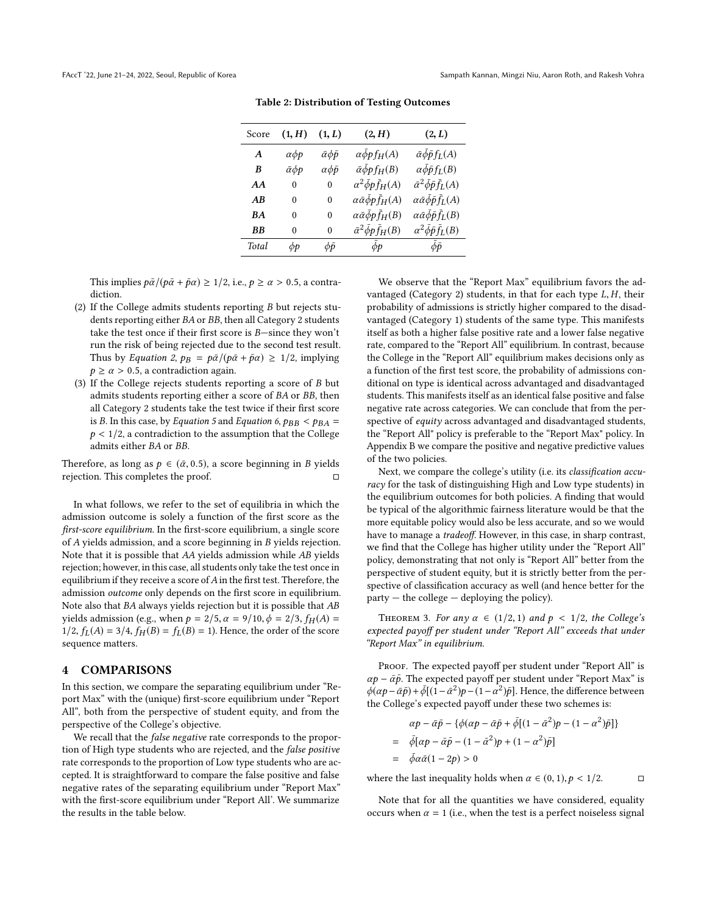**Table 2: Distribution of Testing Outcomes**

| Score | **(1, *H*)** | **(1, *L*)** | **(2, *H*)** | **(2, *L*)** |
|---|---|---|---|---|
| ***A*** | $\alpha\phi p$ | $\bar{\alpha}\phi\bar{p}$ | $\alpha\bar{\phi}pf_H(A)$ | $\bar{\alpha}\bar{\phi}\bar{p}f_L(A)$ |
| ***B*** | $\bar{\alpha}\phi p$ | $\alpha\phi\bar{p}$ | $\bar{\alpha}\bar{\phi}pf_H(B)$ | $\alpha\bar{\phi}\bar{p}f_L(B)$ |
| ***AA*** | 0 | 0 | $\alpha^2\bar{\phi}p\bar{f}_H(A)$ | $\bar{\alpha}^2\bar{\phi}\bar{p}\bar{f}_L(A)$ |
| ***AB*** | 0 | 0 | $\alpha\bar{\alpha}\bar{\phi}p\bar{f}_H(A)$ | $\alpha\bar{\alpha}\bar{\phi}\bar{p}\bar{f}_L(A)$ |
| ***BA*** | 0 | 0 | $\alpha\bar{\alpha}\bar{\phi}p\bar{f}_H(B)$ | $\alpha\bar{\alpha}\bar{\phi}\bar{p}\bar{f}_L(B)$ |
| ***BB*** | 0 | 0 | $\bar{\alpha}^2\bar{\phi}p\bar{f}_H(B)$ | $\alpha^2\bar{\phi}\bar{p}\bar{f}_L(B)$ |
| *Total* | $\phi p$ | $\phi\bar{p}$ | $\bar{\phi}p$ | $\bar{\phi}\bar{p}$ |

This implies $p\bar{\alpha}/(p\bar{\alpha}+\bar{p}\alpha) \geq 1/2$, i.e., $p \geq \alpha > 0.5$, a contradiction.

(2) If the College admits students reporting $B$ but rejects students reporting either $BA$ or $BB$, then all Category 2 students take the test once if their first score is $B$—since they won't run the risk of being rejected due to the second test result. Thus by *Equation 2*, $p_B = p\bar{\alpha}/(p\bar{\alpha}+\bar{p}\alpha) \geq 1/2$, implying $p \geq \alpha > 0.5$, a contradiction again.

(3) If the College rejects students reporting a score of $B$ but admits students reporting either a score of $BA$ or $BB$, then all Category 2 students take the test twice if their first score is $B$. In this case, by *Equation 5* and *Equation 6*, $p_{BB} < p_{BA} = p < 1/2$, a contradiction to the assumption that the College admits either $BA$ or $BB$.

Therefore, as long as $p \in (\bar{\alpha}, 0.5)$, a score beginning in $B$ yields rejection. This completes the proof. □

In what follows, we refer to the set of equilibria in which the admission outcome is solely a function of the first score as the *first-score equilibrium*. In the first-score equilibrium, a single score of $A$ yields admission, and a score beginning in $B$ yields rejection. Note that it is possible that $AA$ yields admission while $AB$ yields rejection; however, in this case, all students only take the test once in equilibrium if they receive a score of $A$ in the first test. Therefore, the admission *outcome* only depends on the first score in equilibrium. Note also that $BA$ always yields rejection but it is possible that $AB$ yields admission (e.g., when $p = 2/5, \alpha = 9/10, \phi = 2/3, f_H(A) = 1/2, f_L(A) = 3/4, f_H(B) = f_L(B) = 1$). Hence, the order of the score sequence matters.

## 4 COMPARISONS

In this section, we compare the separating equilibrium under "Report Max" with the (unique) first-score equilibrium under "Report All", both from the perspective of student equity, and from the perspective of the College's objective.

We recall that the *false negative* rate corresponds to the proportion of High type students who are rejected, and the *false positive* rate corresponds to the proportion of Low type students who are accepted. It is straightforward to compare the false positive and false negative rates of the separating equilibrium under "Report Max" with the first-score equilibrium under "Report All'. We summarize the results in the table below.

We observe that the "Report Max" equilibrium favors the advantaged (Category 2) students, in that for each type $L, H$, their probability of admissions is strictly higher compared to the disadvantaged (Category 1) students of the same type. This manifests itself as both a higher false positive rate and a lower false negative rate, compared to the "Report All" equilibrium. In contrast, because the College in the "Report All" equilibrium makes decisions only as a function of the first test score, the probability of admissions conditional on type is identical across advantaged and disadvantaged students. This manifests itself as an identical false positive and false negative rate across categories. We can conclude that from the perspective of *equity* across advantaged and disadvantaged students, the "Report All" policy is preferable to the "Report Max" policy. In Appendix B we compare the positive and negative predictive values of the two policies.

Next, we compare the college's utility (i.e. its *classification accuracy* for the task of distinguishing High and Low type students) in the equilibrium outcomes for both policies. A finding that would be typical of the algorithmic fairness literature would be that the more equitable policy would also be less accurate, and so we would have to manage a *tradeoff*. However, in this case, in sharp contrast, we find that the College has higher utility under the "Report All" policy, demonstrating that not only is "Report All" better from the perspective of student equity, but it is strictly better from the perspective of classification accuracy as well (and hence better for the party — the college — deploying the policy).

Theorem 3. *For any $\alpha \in (1/2, 1)$ and $p < 1/2$, the College's expected payoff per student under "Report All" exceeds that under "Report Max" in equilibrium.*

Proof. The expected payoff per student under "Report All" is $\alpha p - \bar{\alpha}\bar{p}$. The expected payoff per student under "Report Max" is $\phi(\alpha p - \bar{\alpha}\bar{p}) + \bar{\phi}[(1-\bar{\alpha}^2)p - (1-\alpha^2)\bar{p}]$. Hence, the difference between the College's expected payoff under these two schemes is:

$$
\begin{aligned}
& \alpha p - \bar{\alpha}\bar{p} - \{\phi(\alpha p - \bar{\alpha}\bar{p} + \bar{\phi}[(1-\bar{\alpha}^2)p - (1-\alpha^2)\bar{p}]\} \\
= \; & \bar{\phi}[\alpha p - \bar{\alpha}\bar{p} - (1-\bar{\alpha}^2)p + (1-\alpha^2)\bar{p}] \\
= \; & \bar{\phi}\alpha\bar{\alpha}(1-2p) > 0
\end{aligned}
$$

where the last inequality holds when $\alpha \in (0,1), p < 1/2$. □

Note that for all the quantities we have considered, equality occurs when $\alpha = 1$ (i.e., when the test is a perfect noiseless signal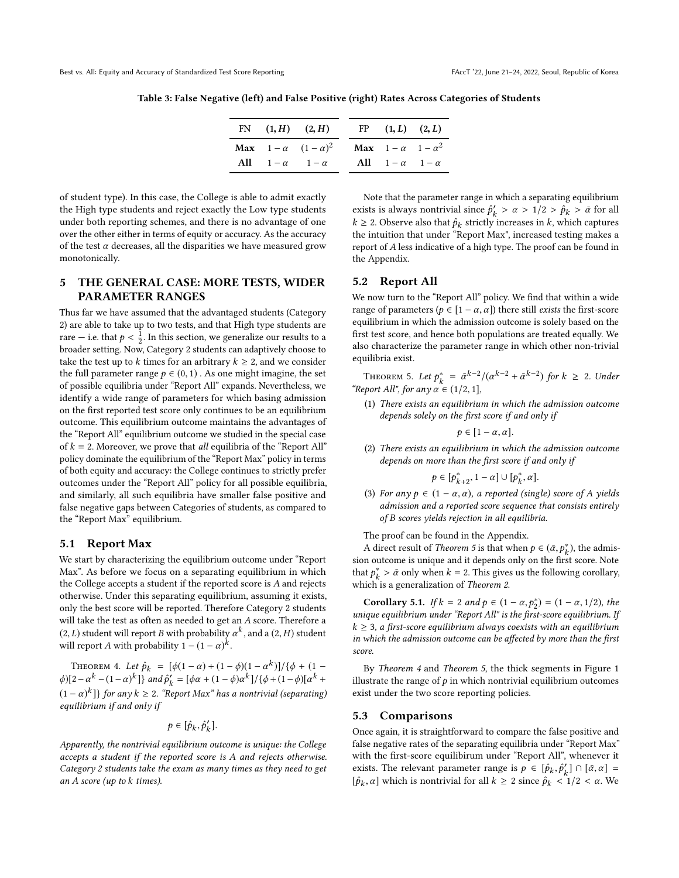Table 3: False Negative (left) and False Positive (right) Rates Across Categories of Students

| FN | $(1, H)$ | $(2, H)$ |
|---|---|---|
| **Max** | $1-\alpha$ | $(1-\alpha)^2$ |
| **All** | $1-\alpha$ | $1-\alpha$ |

| FP | $(1, L)$ | $(2, L)$ |
|---|---|---|
| **Max** | $1-\alpha$ | $1-\alpha^2$ |
| **All** | $1-\alpha$ | $1-\alpha$ |

of student type). In this case, the College is able to admit exactly the High type students and reject exactly the Low type students under both reporting schemes, and there is no advantage of one over the other either in terms of equity or accuracy. As the accuracy of the test $\alpha$ decreases, all the disparities we have measured grow monotonically.

## 5 THE GENERAL CASE: MORE TESTS, WIDER PARAMETER RANGES

Thus far we have assumed that the advantaged students (Category 2) are able to take up to two tests, and that High type students are rare — i.e. that $p < \frac{1}{2}$. In this section, we generalize our results to a broader setting. Now, Category 2 students can adaptively choose to take the test up to $k$ times for an arbitrary $k \geq 2$, and we consider the full parameter range $p \in (0, 1)$. As one might imagine, the set of possible equilibria under "Report All" expands. Nevertheless, we identify a wide range of parameters for which basing admission on the first reported test score only continues to be an equilibrium outcome. This equilibrium outcome maintains the advantages of the "Report All" equilibrium outcome we studied in the special case of $k = 2$. Moreover, we prove that *all* equilibria of the "Report All" policy dominate the equilibrium of the "Report Max" policy in terms of both equity and accuracy: the College continues to strictly prefer outcomes under the "Report All" policy for all possible equilibria, and similarly, all such equilibria have smaller false positive and false negative gaps between Categories of students, as compared to the "Report Max" equilibrium.

### 5.1 Report Max

We start by characterizing the equilibrium outcome under "Report Max". As before we focus on a separating equilibrium in which the College accepts a student if the reported score is $A$ and rejects otherwise. Under this separating equilibrium, assuming it exists, only the best score will be reported. Therefore Category 2 students will take the test as often as needed to get an $A$ score. Therefore a $(2, L)$ student will report $B$ with probability $\alpha^k$, and a $(2, H)$ student will report $A$ with probability $1-(1-\alpha)^k$.

Theorem 4. *Let* $\hat{p}_k = [\phi(1-\alpha) + (1-\phi)(1-\alpha^k)]/\{\phi + (1-\phi)[2-\alpha^k-(1-\alpha)^k]\}$ *and* $\hat{p}'_k = [\phi\alpha + (1-\phi)\alpha^k]/\{\phi+(1-\phi)[\alpha^k + (1-\alpha)^k]\}$ *for any* $k \geq 2$*. "Report Max" has a nontrivial (separating) equilibrium if and only if*

$$p \in [\hat{p}_k, \hat{p}'_k].$$

*Apparently, the nontrivial equilibrium outcome is unique: the College accepts a student if the reported score is A and rejects otherwise. Category 2 students take the exam as many times as they need to get an A score (up to k times).*

Note that the parameter range in which a separating equilibrium exists is always nontrivial since $\hat{p}'_k > \alpha > 1/2 > \hat{p}_k > \bar{\alpha}$ for all $k \geq 2$. Observe also that $\hat{p}_k$ strictly increases in $k$, which captures the intuition that under "Report Max", increased testing makes a report of $A$ less indicative of a high type. The proof can be found in the Appendix.

### 5.2 Report All

We now turn to the "Report All" policy. We find that within a wide range of parameters ($p \in [1-\alpha, \alpha]$) there still *exists* the first-score equilibrium in which the admission outcome is solely based on the first test score, and hence both populations are treated equally. We also characterize the parameter range in which other non-trivial equilibria exist.

Theorem 5. *Let* $p^*_k = \bar{\alpha}^{k-2}/(\alpha^{k-2} + \bar{\alpha}^{k-2})$ *for* $k \geq 2$*. Under "Report All", for any* $\alpha \in (1/2, 1]$,

1. *There exists an equilibrium in which the admission outcome depends solely on the first score if and only if*
$$p \in [1-\alpha, \alpha].$$
2. *There exists an equilibrium in which the admission outcome depends on more than the first score if and only if*
$$p \in [p^*_{k+2}, 1-\alpha] \cup [p^*_k, \alpha].$$
3. *For any* $p \in (1-\alpha, \alpha)$*, a reported (single) score of A yields admission and a reported score sequence that consists entirely of B scores yields rejection in all equilibria.*

The proof can be found in the Appendix.

A direct result of *Theorem 5* is that when $p \in (\bar{\alpha}, p^*_k)$, the admission outcome is unique and it depends only on the first score. Note that $p^*_k > \bar{\alpha}$ only when $k = 2$. This gives us the following corollary, which is a generalization of *Theorem 2*.

**Corollary 5.1.** *If* $k = 2$ *and* $p \in (1-\alpha, p^*_2) = (1-\alpha, 1/2)$*, the unique equilibrium under "Report All" is the first-score equilibrium. If* $k \geq 3$*, a first-score equilibrium always coexists with an equilibrium in which the admission outcome can be affected by more than the first score.*

By *Theorem 4* and *Theorem 5*, the thick segments in Figure 1 illustrate the range of $p$ in which nontrivial equilibrium outcomes exist under the two score reporting policies.

### 5.3 Comparisons

Once again, it is straightforward to compare the false positive and false negative rates of the separating equilibria under "Report Max" with the first-score equilibrium under "Report All", whenever it exists. The relevant parameter range is $p \in [\hat{p}_k, \hat{p}'_k] \cap [\bar{\alpha}, \alpha] = [\hat{p}_k, \alpha]$ which is nontrivial for all $k \geq 2$ since $\hat{p}_k < 1/2 < \alpha$. We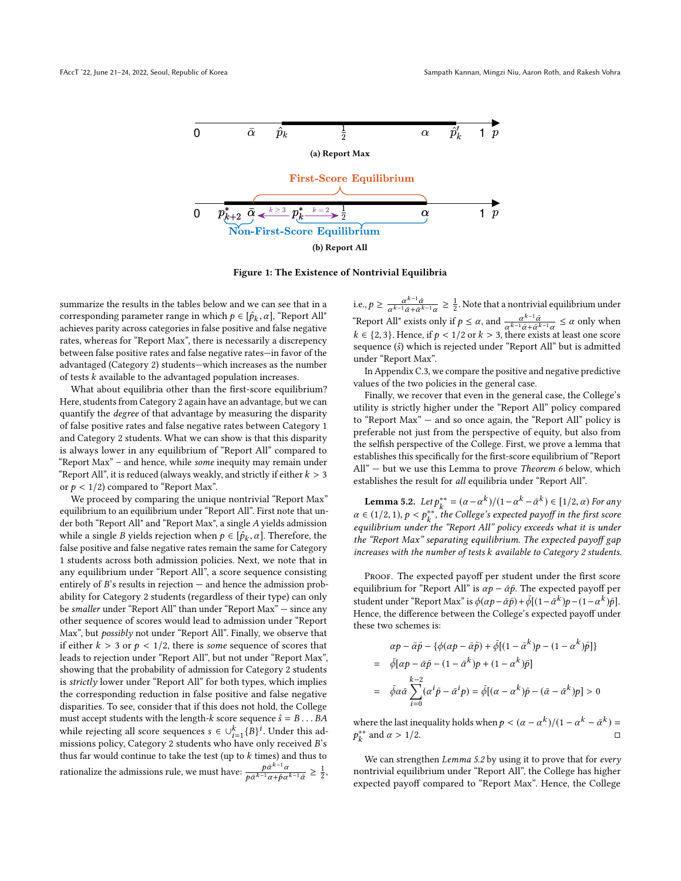(a) Report Max

(b) Report All

**Figure 1: The Existence of Nontrivial Equilibria**

summarize the results in the tables below and we can see that in a corresponding parameter range in which $p \in [\hat{p}_k, \alpha]$, "Report All" achieves parity across categories in false positive and false negative rates, whereas for "Report Max", there is necessarily a discrepency between false positive rates and false negative rates—in favor of the advantaged (Category 2) students—which increases as the number of tests $k$ available to the advantaged population increases.

What about equilibria other than the first-score equilibrium? Here, students from Category 2 again have an advantage, but we can quantify the *degree* of that advantage by measuring the disparity of false positive rates and false negative rates between Category 1 and Category 2 students. What we can show is that this disparity is always lower in any equilibrium of "Report All" compared to "Report Max" – and hence, while *some* inequity may remain under "Report All", it is reduced (always weakly, and strictly if either $k > 3$ or $p < 1/2$) compared to "Report Max".

We proceed by comparing the unique nontrivial "Report Max" equilibrium to an equilibrium under "Report All". First note that under both "Report All" and "Report Max", a single $A$ yields admission while a single $B$ yields rejection when $p \in [\hat{p}_k, \alpha]$. Therefore, the false positive and false negative rates remain the same for Category 1 students across both admission policies. Next, we note that in any equilibrium under "Report All", a score sequence consisting entirely of $B$'s results in rejection — and hence the admission probability for Category 2 students (regardless of their type) can only be *smaller* under "Report All" than under "Report Max" — since any other sequence of scores would lead to admission under "Report Max", but *possibly* not under "Report All". Finally, we observe that if either $k > 3$ or $p < 1/2$, there is *some* sequence of scores that leads to rejection under "Report All", but not under "Report Max", showing that the probability of admission for Category 2 students is *strictly* lower under "Report All" for both types, which implies the corresponding reduction in false positive and false negative disparities. To see, consider that if this does not hold, the College must accept students with the length-$k$ score sequence $\hat{s} = B \dots BA$ while rejecting all score sequences $s \in \cup_{i=1}^{k}\{B\}^i$. Under this admissions policy, Category 2 students who have only received $B$'s thus far would continue to take the test (up to $k$ times) and thus to rationalize the admissions rule, we must have: $\frac{p\bar{\alpha}^{k-1}\alpha}{p\bar{\alpha}^{k-1}\alpha + \bar{p}\alpha^{k-1}\bar{\alpha}} \geq \frac{1}{2}$, i.e., $p \geq \frac{\alpha^{k-1}\bar{\alpha}}{\alpha^{k-1}\bar{\alpha}+\bar{\alpha}^{k-1}\alpha} \geq \frac{1}{2}$. Note that a nontrivial equilibrium under "Report All" exists only if $p \leq \alpha$, and $\frac{\alpha^{k-1}\bar{\alpha}}{\alpha^{k-1}\bar{\alpha}+\bar{\alpha}^{k-1}\alpha} \leq \alpha$ only when $k \in \{2, 3\}$. Hence, if $p < 1/2$ or $k > 3$, there exists at least one score sequence ($\hat{s}$) which is rejected under "Report All" but is admitted under "Report Max".

In Appendix C.3, we compare the positive and negative predictive values of the two policies in the general case.

Finally, we recover that even in the general case, the College's utility is strictly higher under the "Report All" policy compared to "Report Max" — and so once again, the "Report All" policy is preferable not just from the perspective of equity, but also from the selfish perspective of the College. First, we prove a lemma that establishes this specifically for the first-score equilibrium of "Report All" — but we use this Lemma to prove *Theorem 6* below, which establishes the result for *all* equilibria under "Report All".

**Lemma 5.2.** *Let $p_k^{**} = (\alpha - \alpha^k)/(1 - \alpha^k - \bar{\alpha}^k) \in [1/2, \alpha)$ For any $\alpha \in (1/2, 1)$, $p < p_k^{**}$, the College's expected payoff in the first score equilibrium under the "Report All" policy exceeds what it is under the "Report Max" separating equilibrium. The expected payoff gap increases with the number of tests $k$ available to Category 2 students.*

Proof. The expected payoff per student under the first score equilibrium for "Report All" is $\alpha p - \bar{\alpha}\bar{p}$. The expected payoff per student under "Report Max" is $\phi(\alpha p - \bar{\alpha}\bar{p}) + \bar{\phi}[(1 - \bar{\alpha}^k)p - (1 - \alpha^k)\bar{p}]$. Hence, the difference between the College's expected payoff under these two schemes is:

$$
\begin{aligned}
& \alpha p - \bar{\alpha}\bar{p} - \{\phi(\alpha p - \bar{\alpha}\bar{p}) + \bar{\phi}[(1 - \bar{\alpha}^k)p - (1 - \alpha^k)\bar{p}]\} \\
= \;& \bar{\phi}[\alpha p - \bar{\alpha}\bar{p} - (1 - \bar{\alpha}^k)p + (1 - \alpha^k)\bar{p}] \\
= \;& \bar{\phi}\alpha\bar{\alpha}\sum_{i=0}^{k-2}(\alpha^i \bar{p} - \bar{\alpha}^i p) = \bar{\phi}[(\alpha - \alpha^k)\bar{p} - (\bar{\alpha} - \bar{\alpha}^k)p] > 0
\end{aligned}
$$

where the last inequality holds when $p < (\alpha - \alpha^k)/(1 - \alpha^k - \bar{\alpha}^k) = p_k^{**}$ and $\alpha > 1/2$. □

We can strengthen *Lemma 5.2* by using it to prove that for *every* nontrivial equilibrium under "Report All", the College has higher expected payoff compared to "Report Max". Hence, the College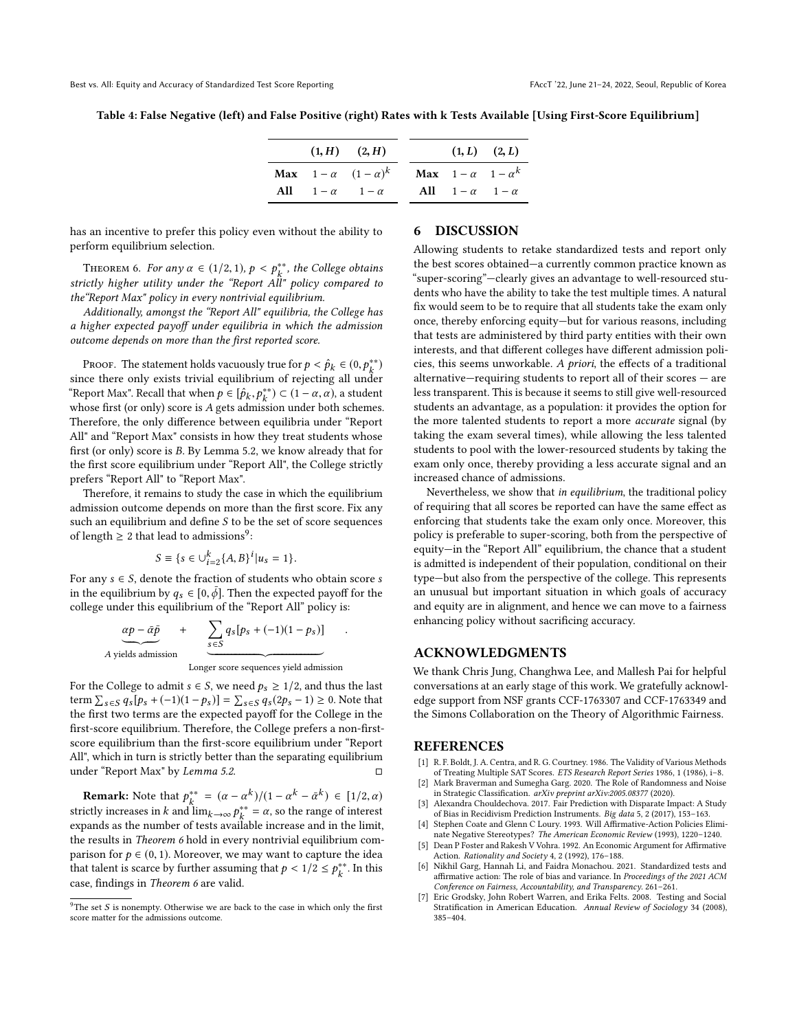Table 4: False Negative (left) and False Positive (right) Rates with k Tests Available [Using First-Score Equilibrium]

| | $(1, H)$ | $(2, H)$ |
|---|---|---|
| **Max** | $1-\alpha$ | $(1-\alpha)^k$ |
| **All** | $1-\alpha$ | $1-\alpha$ |

| | $(1, L)$ | $(2, L)$ |
|---|---|---|
| **Max** | $1-\alpha$ | $1-\alpha^k$ |
| **All** | $1-\alpha$ | $1-\alpha$ |

has an incentive to prefer this policy even without the ability to perform equilibrium selection.

*Theorem 6. For any $\alpha \in (1/2, 1)$, $p < p_k^{**}$, the College obtains strictly higher utility under the "Report All" policy compared to the "Report Max" policy in every nontrivial equilibrium.*

*Additionally, amongst the "Report All" equilibria, the College has a higher expected payoff under equilibria in which the admission outcome depends on more than the first reported score.*

Proof. The statement holds vacuously true for $p < \hat{p}_k \in (0, p_k^{**})$ since there only exists trivial equilibrium of rejecting all under "Report Max". Recall that when $p \in [\hat{p}_k, p_k^{**}) \subset (1-\alpha, \alpha)$, a student whose first (or only) score is $A$ gets admission under both schemes. Therefore, the only difference between equilibria under "Report All" and "Report Max" consists in how they treat students whose first (or only) score is $B$. By Lemma 5.2, we know already that for the first score equilibrium under "Report All", the College strictly prefers "Report All" to "Report Max".

Therefore, it remains to study the case in which the equilibrium admission outcome depends on more than the first score. Fix any such an equilibrium and define $S$ to be the set of score sequences of length $\geq 2$ that lead to admissions[9]:

$$S \equiv \{s \in \cup_{i=2}^{k} \{A, B\}^i | u_s = 1\}.$$

For any $s \in S$, denote the fraction of students who obtain score $s$ in the equilibrium by $q_s \in [0, \bar{\phi}]$. Then the expected payoff for the college under this equilibrium of the "Report All" policy is:

$$\underbrace{\alpha p - \bar{\alpha}\bar{p}}_{A \text{ yields admission}} \quad + \quad \underbrace{\sum_{s \in S} q_s[p_s + (-1)(1-p_s)]}_{\text{Longer score sequences yield admission}} \quad .$$

For the College to admit $s \in S$, we need $p_s \geq 1/2$, and thus the last term $\sum_{s \in S} q_s[p_s + (-1)(1-p_s)] = \sum_{s \in S} q_s(2p_s - 1) \geq 0$. Note that the first two terms are the expected payoff for the College in the first-score equilibrium. Therefore, the College prefers a non-first-score equilibrium than the first-score equilibrium under "Report All", which in turn is strictly better than the separating equilibrium under "Report Max" by *Lemma 5.2*. □

**Remark:** Note that $p_k^{**} = (\alpha - \alpha^k)/(1 - \alpha^k - \bar{\alpha}^k) \in [1/2, \alpha)$ strictly increases in $k$ and $\lim_{k \to \infty} p_k^{**} = \alpha$, so the range of interest expands as the number of tests available increase and in the limit, the results in *Theorem 6* hold in every nontrivial equilibrium comparison for $p \in (0, 1)$. Moreover, we may want to capture the idea that talent is scarce by further assuming that $p < 1/2 \leq p_k^{**}$. In this case, findings in *Theorem 6* are valid.

[9] The set $S$ is nonempty. Otherwise we are back to the case in which only the first score matter for the admissions outcome.

## 6 DISCUSSION

Allowing students to retake standardized tests and report only the best scores obtained—a currently common practice known as "super-scoring"—clearly gives an advantage to well-resourced students who have the ability to take the test multiple times. A natural fix would seem to be to require that all students take the exam only once, thereby enforcing equity—but for various reasons, including that tests are administered by third party entities with their own interests, and that different colleges have different admission policies, this seems unworkable. *A priori*, the effects of a traditional alternative—requiring students to report all of their scores — are less transparent. This is because it seems to still give well-resourced students an advantage, as a population: it provides the option for the more talented students to report a more *accurate* signal (by taking the exam several times), while allowing the less talented students to pool with the lower-resourced students by taking the exam only once, thereby providing a less accurate signal and an increased chance of admissions.

Nevertheless, we show that *in equilibrium*, the traditional policy of requiring that all scores be reported can have the same effect as enforcing that students take the exam only once. Moreover, this policy is preferable to super-scoring, both from the perspective of equity—in the "Report All" equilibrium, the chance that a student is admitted is independent of their population, conditional on their type—but also from the perspective of the college. This represents an unusual but important situation in which goals of accuracy and equity are in alignment, and hence we can move to a fairness enhancing policy without sacrificing accuracy.

## ACKNOWLEDGMENTS

We thank Chris Jung, Changhwa Lee, and Mallesh Pai for helpful conversations at an early stage of this work. We gratefully acknowledge support from NSF grants CCF-1763307 and CCF-1763349 and the Simons Collaboration on the Theory of Algorithmic Fairness.

## REFERENCES

- [1] R. F. Boldt, J. A. Centra, and R. G. Courtney. 1986. The Validity of Various Methods of Treating Multiple SAT Scores. *ETS Research Report Series* 1986, 1 (1986), i–8.
- [2] Mark Braverman and Sumegha Garg. 2020. The Role of Randomness and Noise in Strategic Classification. *arXiv preprint arXiv:2005.08377* (2020).
- [3] Alexandra Chouldechova. 2017. Fair Prediction with Disparate Impact: A Study of Bias in Recidivism Prediction Instruments. *Big data* 5, 2 (2017), 153–163.
- [4] Stephen Coate and Glenn C Loury. 1993. Will Affirmative-Action Policies Eliminate Negative Stereotypes? *The American Economic Review* (1993), 1220–1240.
- [5] Dean P Foster and Rakesh V Vohra. 1992. An Economic Argument for Affirmative Action. *Rationality and Society* 4, 2 (1992), 176–188.
- [6] Nikhil Garg, Hannah Li, and Faidra Monachou. 2021. Standardized tests and affirmative action: The role of bias and variance. In *Proceedings of the 2021 ACM Conference on Fairness, Accountability, and Transparency*. 261–261.
- [7] Eric Grodsky, John Robert Warren, and Erika Felts. 2008. Testing and Social Stratification in American Education. *Annual Review of Sociology* 34 (2008), 385–404.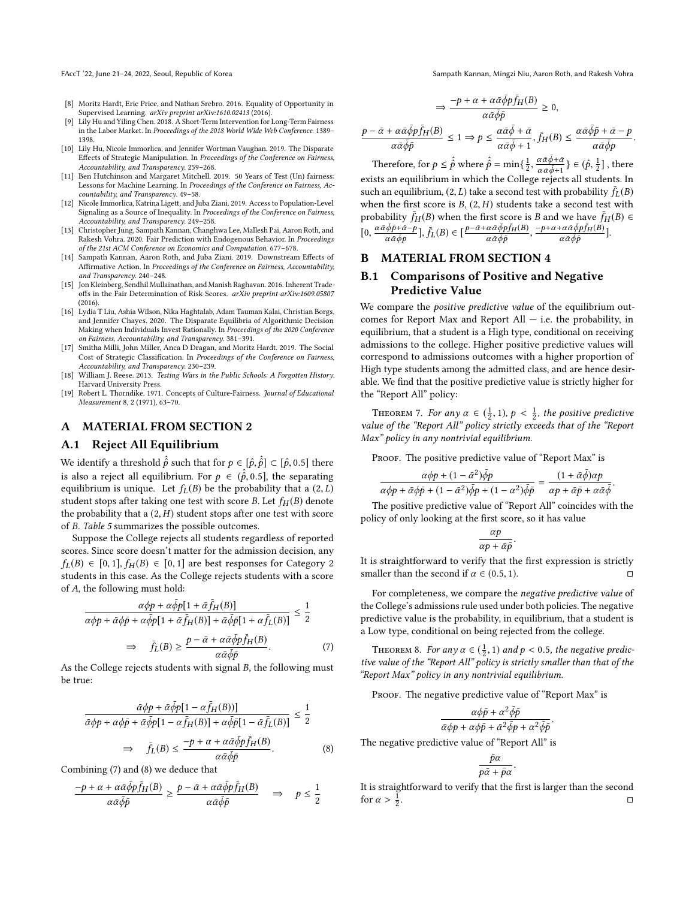[8] Moritz Hardt, Eric Price, and Nathan Srebro. 2016. Equality of Opportunity in Supervised Learning. *arXiv preprint arXiv:1610.02413* (2016).
[9] Lily Hu and Yiling Chen. 2018. A Short-Term Intervention for Long-Term Fairness in the Labor Market. In *Proceedings of the 2018 World Wide Web Conference*. 1389–1398.
[10] Lily Hu, Nicole Immorlica, and Jennifer Wortman Vaughan. 2019. The Disparate Effects of Strategic Manipulation. In *Proceedings of the Conference on Fairness, Accountability, and Transparency*. 259–268.
[11] Ben Hutchinson and Margaret Mitchell. 2019. 50 Years of Test (Un) fairness: Lessons for Machine Learning. In *Proceedings of the Conference on Fairness, Accountability, and Transparency*. 49–58.
[12] Nicole Immorlica, Katrina Ligett, and Juba Ziani. 2019. Access to Population-Level Signaling as a Source of Inequality. In *Proceedings of the Conference on Fairness, Accountability, and Transparency*. 249–258.
[13] Christopher Jung, Sampath Kannan, Changhwa Lee, Mallesh Pai, Aaron Roth, and Rakesh Vohra. 2020. Fair Prediction with Endogenous Behavior. In *Proceedings of the 21st ACM Conference on Economics and Computation*. 677–678.
[14] Sampath Kannan, Aaron Roth, and Juba Ziani. 2019. Downstream Effects of Affirmative Action. In *Proceedings of the Conference on Fairness, Accountability, and Transparency*. 240–248.
[15] Jon Kleinberg, Sendhil Mullainathan, and Manish Raghavan. 2016. Inherent Trade-offs in the Fair Determination of Risk Scores. *arXiv preprint arXiv:1609.05807* (2016).
[16] Lydia T Liu, Ashia Wilson, Nika Haghtalab, Adam Tauman Kalai, Christian Borgs, and Jennifer Chayes. 2020. The Disparate Equilibria of Algorithmic Decision Making when Individuals Invest Rationally. In *Proceedings of the 2020 Conference on Fairness, Accountability, and Transparency*. 381–391.
[17] Smitha Milli, John Miller, Anca D Dragan, and Moritz Hardt. 2019. The Social Cost of Strategic Classification. In *Proceedings of the Conference on Fairness, Accountability, and Transparency*. 230–239.
[18] William J. Reese. 2013. *Testing Wars in the Public Schools: A Forgotten History*. Harvard University Press.
[19] Robert L. Thorndike. 1971. Concepts of Culture-Fairness. *Journal of Educational Measurement* 8, 2 (1971), 63–70.

# A MATERIAL FROM SECTION 2

## A.1 Reject All Equilibrium

We identify a threshold $\hat{\hat{p}}$ such that for $p \in [\hat{p}, \hat{\hat{p}}] \subset [\hat{p}, 0.5]$ there is also a reject all equilibrium. For $p \in (\hat{\hat{p}}, 0.5]$, the separating equilibrium is unique. Let $f_L(B)$ be the probability that a $(2, L)$ student stops after taking one test with score $B$. Let $f_H(B)$ denote the probability that a $(2, H)$ student stops after one test with score of $B$. *Table 5* summarizes the possible outcomes.

Suppose the College rejects all students regardless of reported scores. Since score doesn't matter for the admission decision, any $f_L(B) \in [0, 1]$, $f_H(B) \in [0, 1]$ are best responses for Category 2 students in this case. As the College rejects students with a score of $A$, the following must hold:

$$\frac{\alpha\phi p + \alpha\bar{\phi}p[1 + \bar{\alpha}\bar{f}_H(B)]}{\alpha\phi p + \bar{\alpha}\phi\bar{p} + \alpha\bar{\phi}p[1 + \bar{\alpha}\bar{f}_H(B)] + \bar{\alpha}\bar{\phi}\bar{p}[1 + \alpha\bar{f}_L(B)]} \leq \frac{1}{2}$$

$$\Rightarrow \quad \bar{f}_L(B) \geq \frac{p - \bar{\alpha} + \alpha\bar{\alpha}\bar{\phi}p\bar{f}_H(B)}{\alpha\bar{\alpha}\bar{\phi}\bar{p}}. \tag{7}$$

As the College rejects students with signal $B$, the following must be true:

$$\frac{\bar{\alpha}\phi p + \alpha\bar{\phi}p[1 - \alpha\bar{f}_H(B))]}{\bar{\alpha}\phi p + \alpha\phi\bar{p} + \bar{\alpha}\bar{\phi}p[1 - \alpha\bar{f}_H(B)] + \alpha\bar{\phi}\bar{p}[1 - \bar{\alpha}\bar{f}_L(B)]} \leq \frac{1}{2}$$

$$\Rightarrow \quad \bar{f}_L(B) \leq \frac{-p + \alpha + \alpha\bar{\alpha}\bar{\phi}p\bar{f}_H(B)}{\alpha\bar{\alpha}\bar{\phi}\bar{p}}. \tag{8}$$

Combining (7) and (8) we deduce that

$$\frac{-p + \alpha + \alpha\bar{\alpha}\bar{\phi}p\bar{f}_H(B)}{\alpha\bar{\alpha}\bar{\phi}\bar{p}} \geq \frac{p - \bar{\alpha} + \alpha\bar{\alpha}\bar{\phi}p\bar{f}_H(B)}{\alpha\bar{\alpha}\bar{\phi}\bar{p}} \quad \Rightarrow \quad p \leq \frac{1}{2}$$

$$\Rightarrow \frac{-p + \alpha + \alpha\bar{\alpha}\bar{\phi}p\bar{f}_H(B)}{\alpha\bar{\alpha}\bar{\phi}\bar{p}} \geq 0,$$

$$\frac{p - \bar{\alpha} + \alpha\bar{\alpha}\bar{\phi}p\bar{f}_H(B)}{\alpha\bar{\alpha}\bar{\phi}\bar{p}} \leq 1 \Rightarrow p \leq \frac{\alpha\bar{\alpha}\bar{\phi} + \bar{\alpha}}{\alpha\bar{\alpha}\bar{\phi} + 1}, \bar{f}_H(B) \leq \frac{\alpha\bar{\alpha}\bar{\phi}\bar{p} + \bar{\alpha} - p}{\alpha\bar{\alpha}\bar{\phi}p}.$$

Therefore, for $p \leq \hat{\hat{p}}$ where $\hat{\hat{p}} = \min\{\frac{1}{2}, \frac{\alpha\bar{\alpha}\bar{\phi}+\bar{\alpha}}{\alpha\bar{\alpha}\bar{\phi}+1}\} \in (\hat{p}, \frac{1}{2}]$ , there exists an equilibrium in which the College rejects all students. In such an equilibrium, $(2, L)$ take a second test with probability $\bar{f}_L(B)$ when the first score is $B$, $(2, H)$ students take a second test with probability $\bar{f}_H(B)$ when the first score is $B$ and we have $\bar{f}_H(B) \in [0, \frac{\alpha\bar{\alpha}\bar{\phi}\bar{p}+\bar{\alpha}-p}{\alpha\bar{\alpha}\bar{\phi}p}]$, $\bar{f}_L(B) \in [\frac{p-\bar{\alpha}+\alpha\bar{\alpha}\bar{\phi}p\bar{f}_H(B)}{\alpha\bar{\alpha}\bar{\phi}\bar{p}}, \frac{-p+\alpha+\alpha\bar{\alpha}\bar{\phi}p\bar{f}_H(B)}{\alpha\bar{\alpha}\bar{\phi}\bar{p}}]$.

# B MATERIAL FROM SECTION 4

## B.1 Comparisons of Positive and Negative Predictive Value

We compare the *positive predictive value* of the equilibrium outcomes for Report Max and Report All — i.e. the probability, in equilibrium, that a student is a High type, conditional on receiving admissions to the college. Higher positive predictive values will correspond to admissions outcomes with a higher proportion of High type students among the admitted class, and are hence desirable. We find that the positive predictive value is strictly higher for the "Report All" policy:

Theorem 7. *For any $\alpha \in (\frac{1}{2}, 1)$, $p < \frac{1}{2}$, the positive predictive value of the "Report All" policy strictly exceeds that of the "Report Max" policy in any nontrivial equilibrium.*

Proof. The positive predictive value of "Report Max" is

$$\frac{\alpha\phi p + (1 - \bar{\alpha}^2)\bar{\phi}p}{\alpha\phi p + \bar{\alpha}\phi\bar{p} + (1 - \bar{\alpha}^2)\bar{\phi}p + (1 - \alpha^2)\bar{\phi}\bar{p}} = \frac{(1 + \bar{\alpha}\bar{\phi})\alpha p}{\alpha p + \bar{\alpha}\bar{p} + \alpha\bar{\alpha}\bar{\phi}}.$$

The positive predictive value of "Report All" coincides with the policy of only looking at the first score, so it has value

$$\frac{\alpha p}{\alpha p + \bar{\alpha}\bar{p}}.$$

It is straightforward to verify that the first expression is strictly smaller than the second if $\alpha \in (0.5, 1)$. □

For completeness, we compare the *negative predictive value* of the College's admissions rule used under both policies. The negative predictive value is the probability, in equilibrium, that a student is a Low type, conditional on being rejected from the college.

Theorem 8. *For any $\alpha \in (\frac{1}{2}, 1)$ and $p < 0.5$, the negative predictive value of the "Report All" policy is strictly smaller than that of the "Report Max" policy in any nontrivial equilibrium.*

Proof. The negative predictive value of "Report Max" is

$$\frac{\alpha\phi\bar{p} + \alpha^2\bar{\phi}\bar{p}}{\bar{\alpha}\phi p + \alpha\phi\bar{p} + \bar{\alpha}^2\bar{\phi}p + \alpha^2\bar{\phi}\bar{p}}.$$

The negative predictive value of "Report All" is

$$\frac{\bar{p}\alpha}{p\bar{\alpha} + \bar{p}\alpha}.$$

It is straightforward to verify that the first is larger than the second for $\alpha > \frac{1}{2}$. □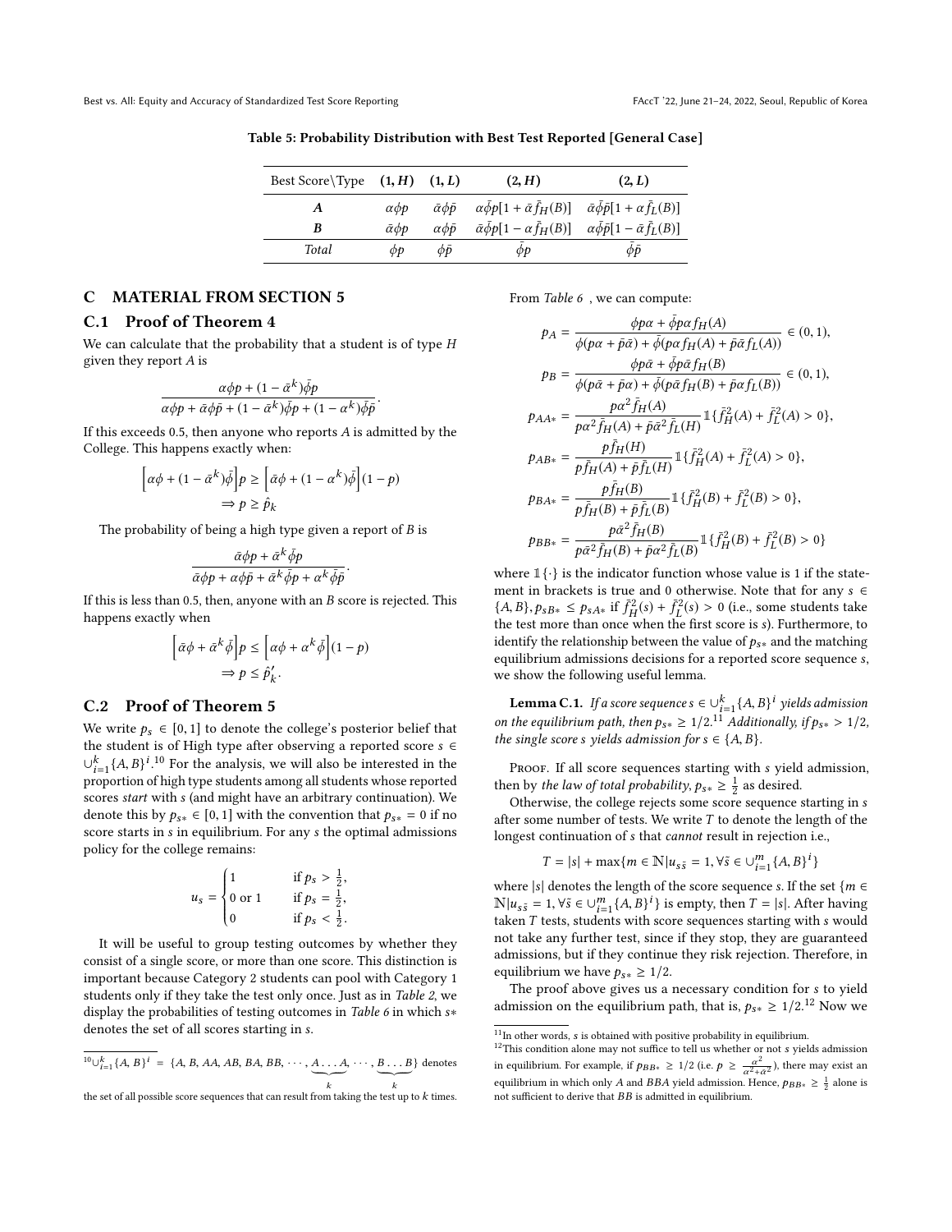**Table 5: Probability Distribution with Best Test Reported [General Case]**

| Best Score\Type | (1, H) | (1, L) | (2, H) | (2, L) |
|---|---|---|---|---|
| $A$ | $\alpha\phi p$ | $\bar{\alpha}\phi\bar{p}$ | $\alpha\bar{\phi}p[1+\bar{\alpha}\bar{f}_H(B)]$ | $\bar{\alpha}\bar{\phi}\bar{p}[1+\alpha\bar{f}_L(B)]$ |
| $B$ | $\bar{\alpha}\phi p$ | $\alpha\phi\bar{p}$ | $\bar{\alpha}\bar{\phi}p[1-\alpha\bar{f}_H(B)]$ | $\alpha\bar{\phi}\bar{p}[1-\bar{\alpha}\bar{f}_L(B)]$ |
| *Total* | $\phi p$ | $\phi\bar{p}$ | $\bar{\phi}p$ | $\bar{\phi}\bar{p}$ |

## C MATERIAL FROM SECTION 5

### C.1 Proof of Theorem 4

We can calculate that the probability that a student is of type $H$ given they report $A$ is

$$\frac{\alpha\phi p + (1-\bar{\alpha}^k)\bar{\phi}p}{\alpha\phi p + \bar{\alpha}\phi\bar{p} + (1-\bar{\alpha}^k)\bar{\phi}p + (1-\alpha^k)\bar{\phi}\bar{p}}.$$

If this exceeds 0.5, then anyone who reports $A$ is admitted by the College. This happens exactly when:

$$\Big[\alpha\phi + (1-\bar{\alpha}^k)\bar{\phi}\Big]p \geq \Big[\bar{\alpha}\phi + (1-\alpha^k)\bar{\phi}\Big](1-p)$$
$$\Rightarrow p \geq \hat{p}_k$$

The probability of being a high type given a report of $B$ is

$$\frac{\bar{\alpha}\phi p + \bar{\alpha}^k\bar{\phi}p}{\bar{\alpha}\phi p + \alpha\phi\bar{p} + \bar{\alpha}^k\bar{\phi}p + \alpha^k\bar{\phi}\bar{p}}.$$

If this is less than 0.5, then, anyone with an $B$ score is rejected. This happens exactly when

$$\Big[\bar{\alpha}\phi + \bar{\alpha}^k\bar{\phi}\Big]p \leq \Big[\alpha\phi + \alpha^k\bar{\phi}\Big](1-p)$$
$$\Rightarrow p \leq \hat{p}'_k.$$

### C.2 Proof of Theorem 5

We write $p_s \in [0,1]$ to denote the college's posterior belief that the student is of High type after observing a reported score $s \in \cup_{i=1}^k \{A,B\}^i$.[10] For the analysis, we will also be interested in the proportion of high type students among all students whose reported scores *start* with $s$ (and might have an arbitrary continuation). We denote this by $p_{s*} \in [0,1]$ with the convention that $p_{s*} = 0$ if no score starts in $s$ in equilibrium. For any $s$ the optimal admissions policy for the college remains:

$$u_s = \begin{cases} 1 & \text{if } p_s > \frac{1}{2}, \\ 0 \text{ or } 1 & \text{if } p_s = \frac{1}{2}, \\ 0 & \text{if } p_s < \frac{1}{2}. \end{cases}$$

It will be useful to group testing outcomes by whether they consist of a single score, or more than one score. This distinction is important because Category 2 students can pool with Category 1 students only if they take the test only once. Just as in *Table 2*, we display the probabilities of testing outcomes in *Table 6* in which $s*$ denotes the set of all scores starting in $s$.

From *Table 6*, we can compute:

$$p_A = \frac{\phi p\alpha + \bar{\phi}p\alpha f_H(A)}{\phi(p\alpha + \bar{p}\bar{\alpha}) + \bar{\phi}(p\alpha f_H(A) + \bar{p}\bar{\alpha}f_L(A))} \in (0,1),$$

$$p_B = \frac{\phi p\bar{\alpha} + \bar{\phi}p\bar{\alpha}f_H(B)}{\phi(p\bar{\alpha} + \bar{p}\alpha) + \bar{\phi}(p\bar{\alpha}f_H(B) + \bar{p}\alpha f_L(B))} \in (0,1),$$

$$p_{AA*} = \frac{p\alpha^2\bar{f}_H(A)}{p\alpha^2\bar{f}_H(A) + \bar{p}\bar{\alpha}^2\bar{f}_L(H)}\mathbb{1}\{\bar{f}_H^2(A) + \bar{f}_L^2(A) > 0\},$$

$$p_{AB*} = \frac{p\bar{f}_H(H)}{p\bar{f}_H(A) + \bar{p}\bar{f}_L(H)}\mathbb{1}\{\bar{f}_H^2(A) + \bar{f}_L^2(A) > 0\},$$

$$p_{BA*} = \frac{p\bar{f}_H(B)}{p\bar{f}_H(B) + \bar{p}\bar{f}_L(B)}\mathbb{1}\{\bar{f}_H^2(B) + \bar{f}_L^2(B) > 0\},$$

$$p_{BB*} = \frac{p\bar{\alpha}^2\bar{f}_H(B)}{p\bar{\alpha}^2\bar{f}_H(B) + \bar{p}\alpha^2\bar{f}_L(B)}\mathbb{1}\{\bar{f}_H^2(B) + \bar{f}_L^2(B) > 0\}$$

where $\mathbb{1}\{\cdot\}$ is the indicator function whose value is 1 if the statement in brackets is true and 0 otherwise. Note that for any $s \in \{A,B\}, p_{sB*} \leq p_{sA*}$ if $\bar{f}_H^2(s) + \bar{f}_L^2(s) > 0$ (i.e., some students take the test more than once when the first score is $s$). Furthermore, to identify the relationship between the value of $p_{s*}$ and the matching equilibrium admissions decisions for a reported score sequence $s$, we show the following useful lemma.

**Lemma C.1.** *If a score sequence $s \in \cup_{i=1}^k \{A,B\}^i$ yields admission on the equilibrium path, then $p_{s*} \geq 1/2$.*[11] *Additionally, if $p_{s*} > 1/2$, the single score $s$ yields admission for $s \in \{A,B\}$.*

Proof. If all score sequences starting with $s$ yield admission, then by *the law of total probability*, $p_{s*} \geq \frac{1}{2}$ as desired.

Otherwise, the college rejects some score sequence starting in $s$ after some number of tests. We write $T$ to denote the length of the longest continuation of $s$ that *cannot* result in rejection i.e.,

$$T = |s| + \max\{m \in \mathbb{N} | u_{s\tilde{s}} = 1, \forall \tilde{s} \in \cup_{i=1}^m \{A,B\}^i\}$$

where $|s|$ denotes the length of the score sequence $s$. If the set $\{m \in \mathbb{N} | u_{s\tilde{s}} = 1, \forall \tilde{s} \in \cup_{i=1}^m \{A,B\}^i\}$ is empty, then $T = |s|$. After having taken $T$ tests, students with score sequences starting with $s$ would not take any further test, since if they stop, they are guaranteed admissions, but if they continue they risk rejection. Therefore, in equilibrium we have $p_{s*} \geq 1/2$.

The proof above gives us a necessary condition for $s$ to yield admission on the equilibrium path, that is, $p_{s*} \geq 1/2$.[12] Now we

---

[10] $\cup_{i=1}^k \{A,B\}^i = \{A, B, AA, AB, BA, BB, \cdots, \underbrace{A\ldots A}_{k}, \cdots, \underbrace{B\ldots B}_{k}\}$ denotes the set of all possible score sequences that can result from taking the test up to $k$ times.

[11] In other words, $s$ is obtained with positive probability in equilibrium.

[12] This condition alone may not suffice to tell us whether or not $s$ yields admission in equilibrium. For example, if $p_{BB*} \geq 1/2$ (i.e. $p \geq \frac{\alpha^2}{\alpha^2+\bar{\alpha}^2}$), there may exist an equilibrium in which only $A$ and $BBA$ yield admission. Hence, $p_{BB*} \geq \frac{1}{2}$ alone is not sufficient to derive that $BB$ is admitted in equilibrium.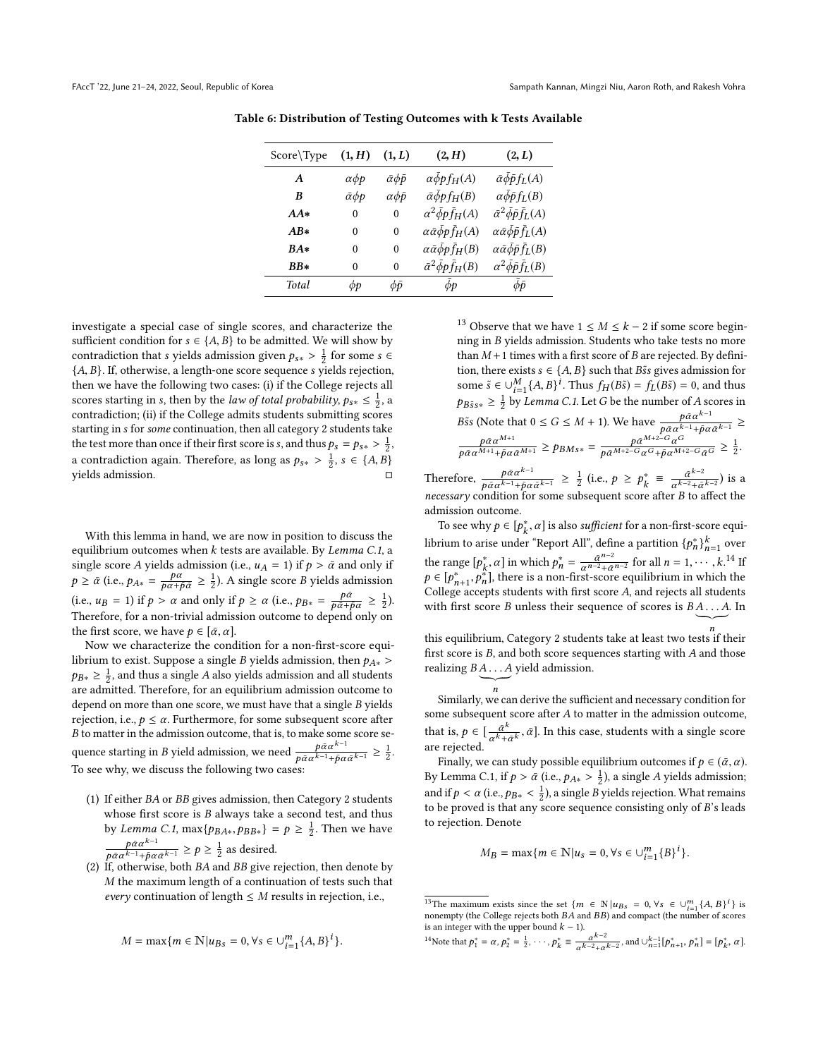**Table 6: Distribution of Testing Outcomes with k Tests Available**

| Score\Type | **(1, H)** | **(1, L)** | **(2, H)** | **(2, L)** |
|---|---|---|---|---|
| ***A*** | $\alpha\phi p$ | $\bar{\alpha}\phi\bar{p}$ | $\alpha\bar{\phi}pf_H(A)$ | $\bar{\alpha}\bar{\phi}\bar{p}f_L(A)$ |
| ***B*** | $\bar{\alpha}\phi p$ | $\alpha\phi\bar{p}$ | $\bar{\alpha}\bar{\phi}pf_H(B)$ | $\alpha\bar{\phi}\bar{p}f_L(B)$ |
| ***AA**** | 0 | 0 | $\alpha^2\bar{\phi}p\bar{f}_H(A)$ | $\bar{\alpha}^2\bar{\phi}\bar{p}\bar{f}_L(A)$ |
| ***AB**** | 0 | 0 | $\alpha\bar{\alpha}\bar{\phi}p\bar{f}_H(A)$ | $\alpha\bar{\alpha}\bar{\phi}\bar{p}\bar{f}_L(A)$ |
| ***BA**** | 0 | 0 | $\alpha\bar{\alpha}\bar{\phi}p\bar{f}_H(B)$ | $\alpha\bar{\alpha}\bar{\phi}\bar{p}\bar{f}_L(B)$ |
| ***BB**** | 0 | 0 | $\bar{\alpha}^2\bar{\phi}p\bar{f}_H(B)$ | $\alpha^2\bar{\phi}\bar{p}\bar{f}_L(B)$ |
| *Total* | $\phi p$ | $\phi\bar{p}$ | $\bar{\phi}p$ | $\bar{\phi}\bar{p}$ |

investigate a special case of single scores, and characterize the sufficient condition for $s \in \{A, B\}$ to be admitted. We will show by contradiction that $s$ yields admission given $p_{s*} > \frac{1}{2}$ for some $s \in \{A, B\}$. If, otherwise, a length-one score sequence $s$ yields rejection, then we have the following two cases: (i) if the College rejects all scores starting in $s$, then by the *law of total probability*, $p_{s*} \le \frac{1}{2}$, a contradiction; (ii) if the College admits students submitting scores starting in $s$ for *some* continuation, then all category 2 students take the test more than once if their first score is $s$, and thus $p_s = p_{s*} > \frac{1}{2}$, a contradiction again. Therefore, as long as $p_{s*} > \frac{1}{2}$, $s \in \{A, B\}$ yields admission. □

With this lemma in hand, we are now in position to discuss the equilibrium outcomes when $k$ tests are available. By *Lemma C.1*, a single score $A$ yields admission (i.e., $u_A = 1$) if $p > \bar{\alpha}$ and only if $p \ge \bar{\alpha}$ (i.e., $p_{A*} = \frac{p\alpha}{p\alpha + \bar{p}\bar{\alpha}} \ge \frac{1}{2}$). A single score $B$ yields admission (i.e., $u_B = 1$) if $p > \alpha$ and only if $p \ge \alpha$ (i.e., $p_{B*} = \frac{p\bar{\alpha}}{p\bar{\alpha} + \bar{p}\alpha} \ge \frac{1}{2}$). Therefore, for a non-trivial admission outcome to depend only on the first score, we have $p \in [\bar{\alpha}, \alpha]$.

Now we characterize the condition for a non-first-score equilibrium to exist. Suppose a single $B$ yields admission, then $p_{A*} > p_{B*} \ge \frac{1}{2}$, and thus a single $A$ also yields admission and all students are admitted. Therefore, for an equilibrium admission outcome to depend on more than one score, we must have that a single $B$ yields rejection, i.e., $p \le \alpha$. Furthermore, for some subsequent score after $B$ to matter in the admission outcome, that is, to make some score sequence starting in $B$ yield admission, we need $\frac{p\bar{\alpha}\alpha^{k-1}}{p\bar{\alpha}\alpha^{k-1} + \bar{p}\alpha\bar{\alpha}^{k-1}} \ge \frac{1}{2}$. To see why, we discuss the following two cases:

1. If either $BA$ or $BB$ gives admission, then Category 2 students whose first score is $B$ always take a second test, and thus by *Lemma C.1*, $\max\{p_{BA*}, p_{BB*}\} = p \ge \frac{1}{2}$. Then we have $\frac{p\bar{\alpha}\alpha^{k-1}}{p\bar{\alpha}\alpha^{k-1} + \bar{p}\alpha\bar{\alpha}^{k-1}} \ge p \ge \frac{1}{2}$ as desired.
2. If, otherwise, both $BA$ and $BB$ give rejection, then denote by $M$ the maximum length of a continuation of tests such that *every* continuation of length $\le M$ results in rejection, i.e.,

$$M = \max\{m \in \mathbb{N} | u_{Bs} = 0, \forall s \in \cup_{i=1}^{m} \{A, B\}^i\}.$$

[13] Observe that we have $1 \le M \le k - 2$ if some score beginning in $B$ yields admission. Students who take tests no more than $M + 1$ times with a first score of $B$ are rejected. By definition, there exists $s \in \{A, B\}$ such that $B\tilde{s}s$ gives admission for some $\tilde{s} \in \cup_{i=1}^{M}\{A, B\}^i$. Thus $f_H(B\tilde{s}) = f_L(B\tilde{s}) = 0$, and thus $p_{B\tilde{s}s*} \ge \frac{1}{2}$ by *Lemma C.1*. Let $G$ be the number of $A$ scores in $B\tilde{s}s$ (Note that $0 \le G \le M + 1$). We have $\frac{p\bar{\alpha}\alpha^{k-1}}{p\bar{\alpha}\alpha^{k-1} + \bar{p}\alpha\bar{\alpha}^{k-1}} \ge \frac{p\bar{\alpha}\alpha^{M+1}}{p\bar{\alpha}\alpha^{M+1} + \bar{p}\alpha\bar{\alpha}^{M+1}} \ge p_{BMs*} = \frac{p\bar{\alpha}^{M+2-G}\alpha^G}{p\bar{\alpha}^{M+2-G}\alpha^G + \bar{p}\alpha^{M+2-G}\bar{\alpha}^G} \ge \frac{1}{2}$.

Therefore, $\frac{p\bar{\alpha}\alpha^{k-1}}{p\bar{\alpha}\alpha^{k-1} + \bar{p}\alpha\bar{\alpha}^{k-1}} \ge \frac{1}{2}$ (i.e., $p \ge p_k^* \equiv \frac{\bar{\alpha}^{k-2}}{\alpha^{k-2} + \bar{\alpha}^{k-2}}$) is a *necessary* condition for some subsequent score after $B$ to affect the admission outcome.

To see why $p \in [p_k^*, \alpha]$ is also *sufficient* for a non-first-score equilibrium to arise under "Report All", define a partition $\{p_n^*\}_{n=1}^{k}$ over the range $[p_k^*, \alpha]$ in which $p_n^* = \frac{\bar{\alpha}^{n-2}}{\alpha^{n-2} + \bar{\alpha}^{n-2}}$ for all $n = 1, \cdots, k$.[14] If $p \in [p_{n+1}^*, p_n^*]$, there is a non-first-score equilibrium in which the College accepts students with first score $A$, and rejects all students with first score $B$ unless their sequence of scores is $B\underbrace{A \ldots A}_{n}$. In this equilibrium, Category 2 students take at least two tests if their first score is $B$, and both score sequences starting with $A$ and those realizing $B\underbrace{A \ldots A}_{n}$ yield admission.

Similarly, we can derive the sufficient and necessary condition for some subsequent score after $A$ to matter in the admission outcome, that is, $p \in [\frac{\bar{\alpha}^k}{\alpha^k + \bar{\alpha}^k}, \bar{\alpha}]$. In this case, students with a single score are rejected.

Finally, we can study possible equilibrium outcomes if $p \in (\bar{\alpha}, \alpha)$. By Lemma C.1, if $p > \bar{\alpha}$ (i.e., $p_{A*} > \frac{1}{2}$), a single $A$ yields admission; and if $p < \alpha$ (i.e., $p_{B*} < \frac{1}{2}$), a single $B$ yields rejection. What remains to be proved is that any score sequence consisting only of $B$'s leads to rejection. Denote

$$M_B = \max\{m \in \mathbb{N} | u_s = 0, \forall s \in \cup_{i=1}^{m} \{B\}^i\}.$$

[13] The maximum exists since the set $\{m \in \mathbb{N} | u_{Bs} = 0, \forall s \in \cup_{i=1}^{m}\{A, B\}^i\}$ is nonempty (the College rejects both $BA$ and $BB$) and compact (the number of scores is an integer with the upper bound $k - 1$).

[14] Note that $p_1^* = \alpha, p_2^* = \frac{1}{2}, \cdots, p_k^* \equiv \frac{\bar{\alpha}^{k-2}}{\alpha^{k-2} + \bar{\alpha}^{k-2}}$, and $\cup_{n=1}^{k-1}[p_{n+1}^*, p_n^*] = [p_k^*, \alpha]$.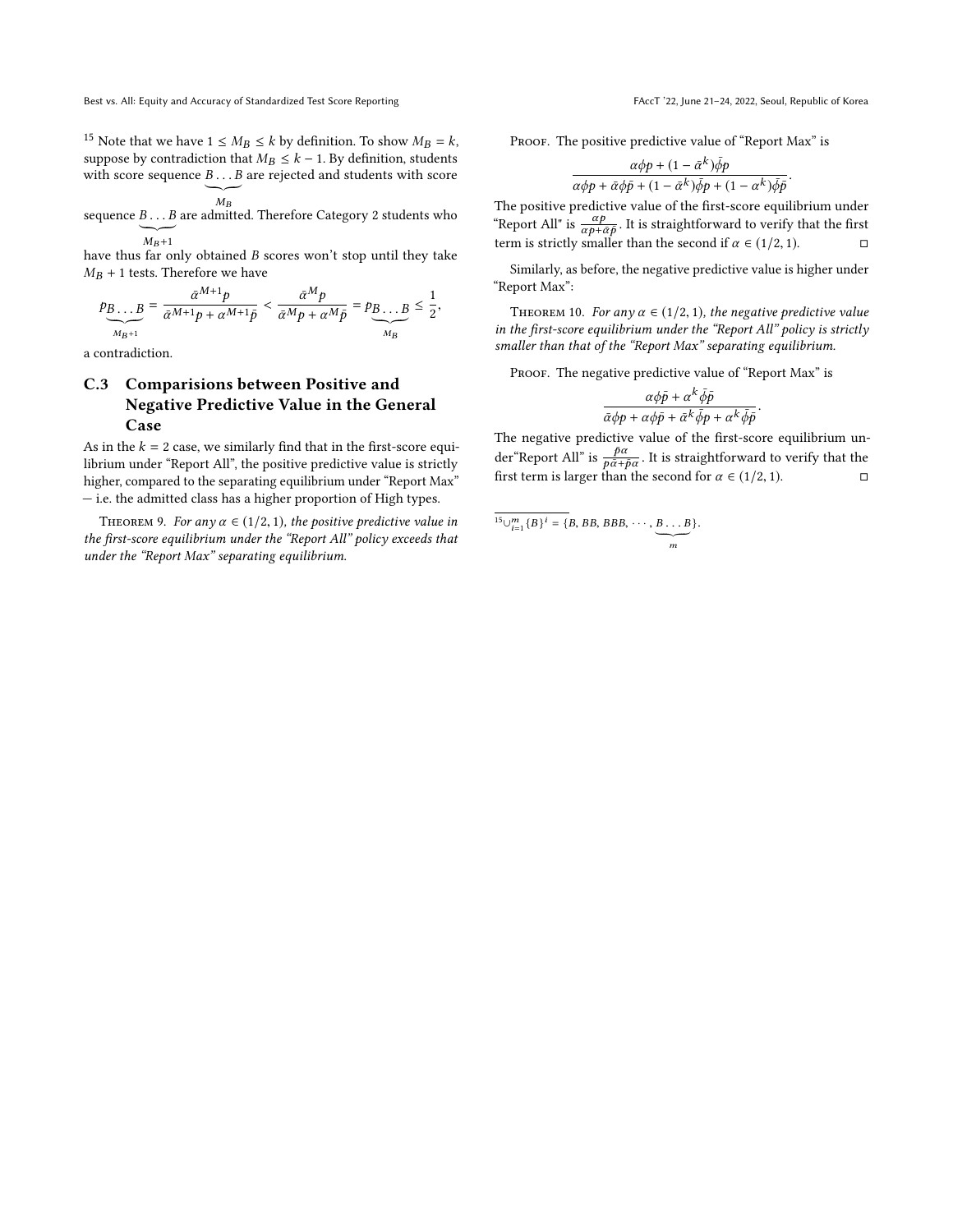[15] Note that we have $1 \leq M_B \leq k$ by definition. To show $M_B = k$, suppose by contradiction that $M_B \leq k-1$. By definition, students with score sequence $\underbrace{B\ldots B}_{M_B}$ are rejected and students with score sequence $\underbrace{B\ldots B}_{M_B+1}$ are admitted. Therefore Category 2 students who have thus far only obtained $B$ scores won't stop until they take $M_B + 1$ tests. Therefore we have

$$p_{\underbrace{B\ldots B}_{M_B+1}} = \frac{\bar{\alpha}^{M+1} p}{\bar{\alpha}^{M+1} p + \alpha^{M+1} \bar{p}} < \frac{\bar{\alpha}^{M} p}{\bar{\alpha}^{M} p + \alpha^{M} \bar{p}} = p_{\underbrace{B\ldots B}_{M_B}} \leq \frac{1}{2},$$

a contradiction.

## C.3 Comparisions between Positive and Negative Predictive Value in the General Case

As in the $k = 2$ case, we similarly find that in the first-score equilibrium under "Report All", the positive predictive value is strictly higher, compared to the separating equilibrium under "Report Max" — i.e. the admitted class has a higher proportion of High types.

Theorem 9. *For any $\alpha \in (1/2, 1)$, the positive predictive value in the first-score equilibrium under the "Report All" policy exceeds that under the "Report Max" separating equilibrium.*

Proof. The positive predictive value of "Report Max" is

$$\frac{\alpha \phi p + (1 - \bar{\alpha}^k)\bar{\phi} p}{\alpha \phi p + \bar{\alpha} \phi \bar{p} + (1 - \bar{\alpha}^k)\bar{\phi} p + (1 - \alpha^k)\bar{\phi}\bar{p}}.$$

The positive predictive value of the first-score equilibrium under "Report All" is $\frac{\alpha p}{\alpha p + \bar{\alpha}\bar{p}}$. It is straightforward to verify that the first term is strictly smaller than the second if $\alpha \in (1/2, 1)$. ◻

Similarly, as before, the negative predictive value is higher under "Report Max":

Theorem 10. *For any $\alpha \in (1/2, 1)$, the negative predictive value in the first-score equilibrium under the "Report All" policy is strictly smaller than that of the "Report Max" separating equilibrium.*

Proof. The negative predictive value of "Report Max" is

$$\frac{\alpha \phi \bar{p} + \alpha^k \bar{\phi} \bar{p}}{\bar{\alpha} \phi p + \alpha \phi \bar{p} + \bar{\alpha}^k \bar{\phi} p + \alpha^k \bar{\phi} \bar{p}}.$$

The negative predictive value of the first-score equilibrium under"Report All" is $\frac{\bar{p}\alpha}{p\bar{\alpha} + \bar{p}\alpha}$. It is straightforward to verify that the first term is larger than the second for $\alpha \in (1/2, 1)$. ◻

[15] $\cup_{i=1}^{m} \{B\}^i = \{B, BB, BBB, \cdots, \underbrace{B\ldots B}_{m}\}$.